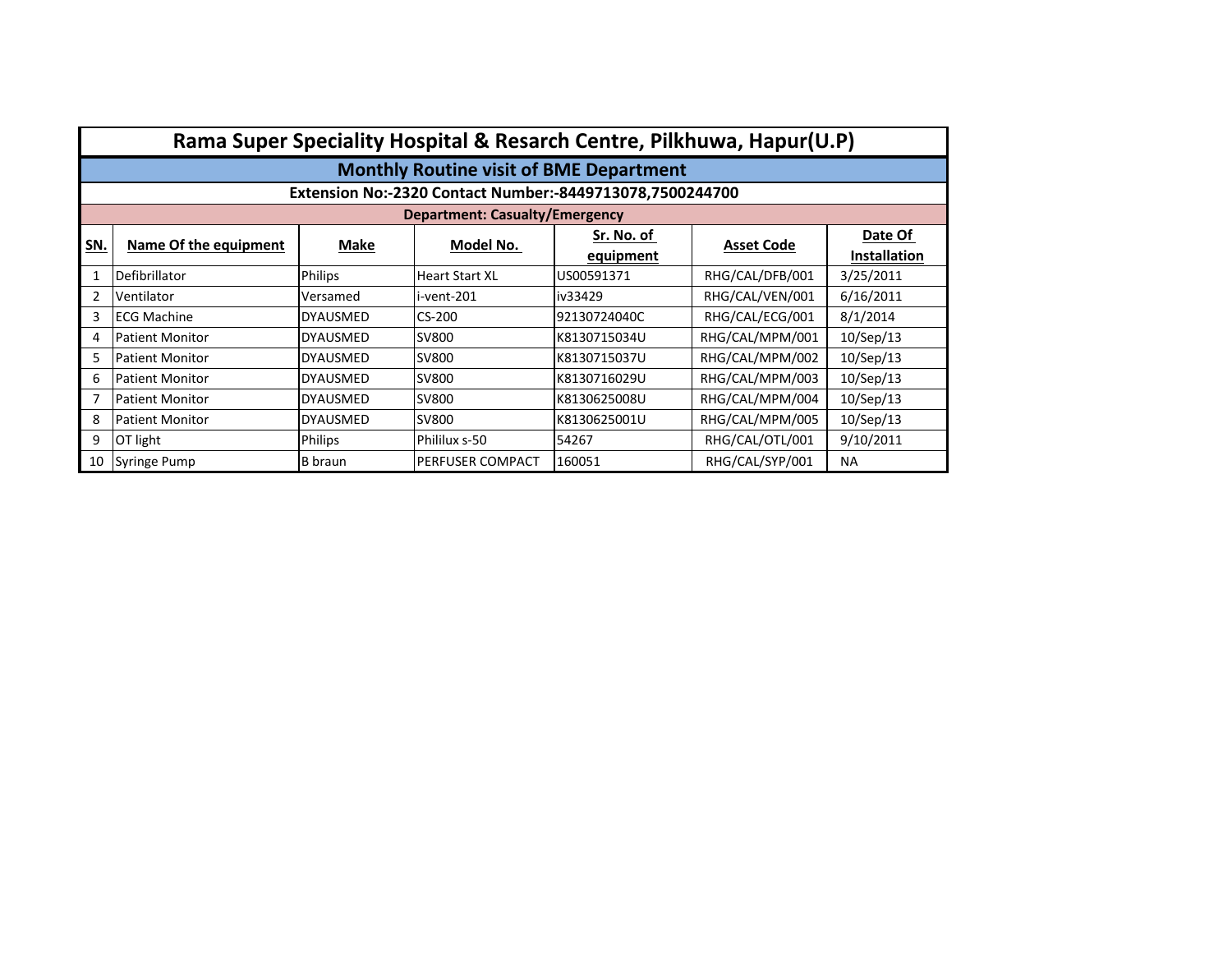# Rama Super Speciality Hospital & Resrach Centre, Pilkhuwa, Hapur(U.P)

## Monthly Routine visit of BME Department

**Extension No:-2320 Contact Number:-8449713078,7500244700**

**Department: Casualty/Emergency**

| SN. | Name Of the equipment | Make | Model No. | Sr. No. of equipment | Asset Code | Date Of Installation |
|---|---|---|---|---|---|---|
| 1 | Defibrillator | Philips | Heart Start XL | US00591371 | RHG/CAL/DFB/001 | 3/25/2011 |
| 2 | Ventilator | Versamed | i-vent-201 | iv33429 | RHG/CAL/VEN/001 | 6/16/2011 |
| 3 | ECG Machine | DYAUSMED | CS-200 | 92130724040C | RHG/CAL/ECG/001 | 8/1/2014 |
| 4 | Patient Monitor | DYAUSMED | SV800 | K8130715034U | RHG/CAL/MPM/001 | 10/Sep/13 |
| 5 | Patient Monitor | DYAUSMED | SV800 | K8130715037U | RHG/CAL/MPM/002 | 10/Sep/13 |
| 6 | Patient Monitor | DYAUSMED | SV800 | K8130716029U | RHG/CAL/MPM/003 | 10/Sep/13 |
| 7 | Patient Monitor | DYAUSMED | SV800 | K8130625008U | RHG/CAL/MPM/004 | 10/Sep/13 |
| 8 | Patient Monitor | DYAUSMED | SV800 | K8130625001U | RHG/CAL/MPM/005 | 10/Sep/13 |
| 9 | OT light | Philips | Phililux s-50 | 54267 | RHG/CAL/OTL/001 | 9/10/2011 |
| 10 | Syringe Pump | B braun | PERFUSER COMPACT | 160051 | RHG/CAL/SYP/001 | NA |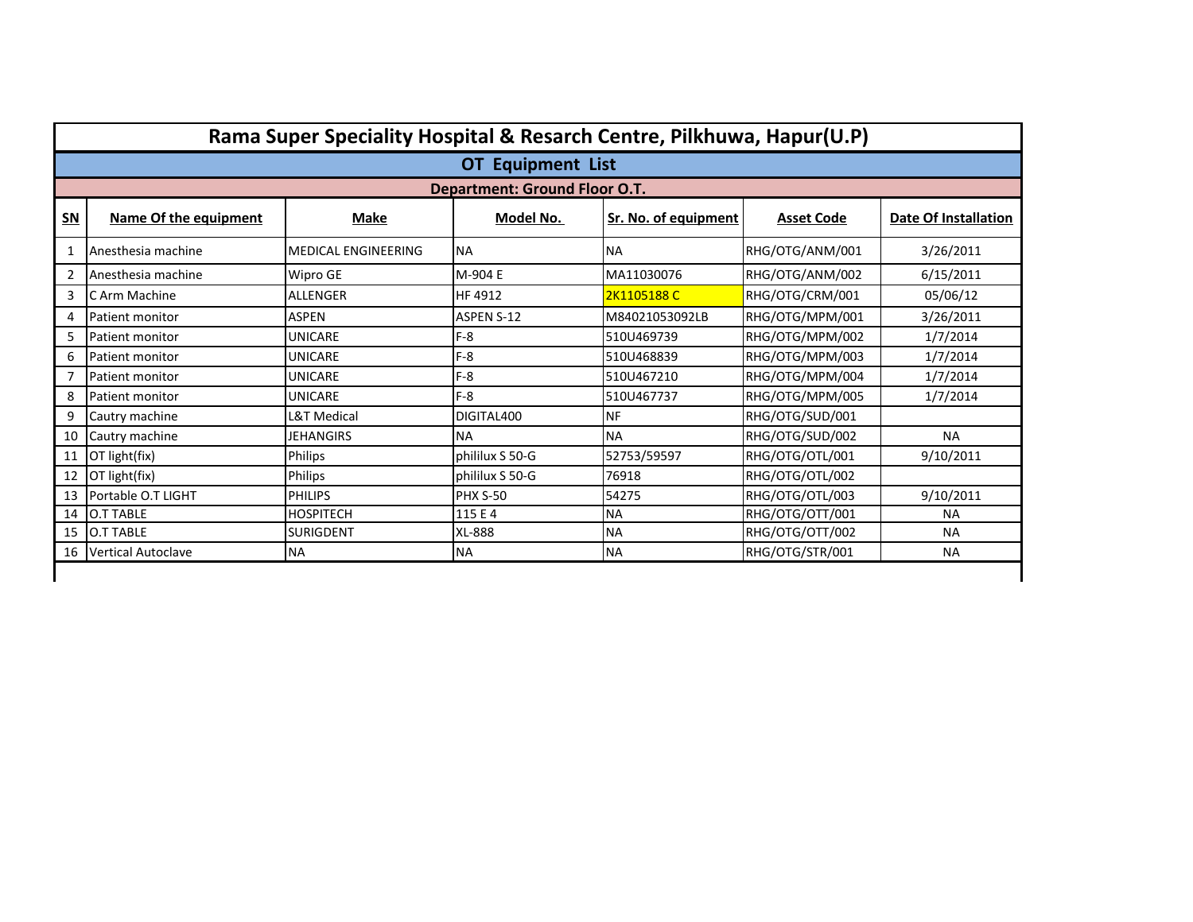# Rama Super Speciality Hospital & Resarch Centre, Pilkhuwa, Hapur(U.P)

## OT Equipment List

### Department: Ground Floor O.T.

| SN | Name Of the equipment | Make | Model No. | Sr. No. of equipment | Asset Code | Date Of Installation |
|---|---|---|---|---|---|---|
| 1 | Anesthesia machine | MEDICAL ENGINEERING | NA | NA | RHG/OTG/ANM/001 | 3/26/2011 |
| 2 | Anesthesia machine | Wipro GE | M-904 E | MA11030076 | RHG/OTG/ANM/002 | 6/15/2011 |
| 3 | C Arm Machine | ALLENGER | HF 4912 | 2K1105188 C | RHG/OTG/CRM/001 | 05/06/12 |
| 4 | Patient monitor | ASPEN | ASPEN S-12 | M84021053092LB | RHG/OTG/MPM/001 | 3/26/2011 |
| 5 | Patient monitor | UNICARE | F-8 | 510U469739 | RHG/OTG/MPM/002 | 1/7/2014 |
| 6 | Patient monitor | UNICARE | F-8 | 510U468839 | RHG/OTG/MPM/003 | 1/7/2014 |
| 7 | Patient monitor | UNICARE | F-8 | 510U467210 | RHG/OTG/MPM/004 | 1/7/2014 |
| 8 | Patient monitor | UNICARE | F-8 | 510U467737 | RHG/OTG/MPM/005 | 1/7/2014 |
| 9 | Cautry machine | L&T Medical | DIGITAL400 | NF | RHG/OTG/SUD/001 | |
| 10 | Cautry machine | JEHANGIRS | NA | NA | RHG/OTG/SUD/002 | NA |
| 11 | OT light(fix) | Philips | phililux S 50-G | 52753/59597 | RHG/OTG/OTL/001 | 9/10/2011 |
| 12 | OT light(fix) | Philips | phililux S 50-G | 76918 | RHG/OTG/OTL/002 | |
| 13 | Portable O.T LIGHT | PHILIPS | PHX S-50 | 54275 | RHG/OTG/OTL/003 | 9/10/2011 |
| 14 | O.T TABLE | HOSPITECH | 115 E 4 | NA | RHG/OTG/OTT/001 | NA |
| 15 | O.T TABLE | SURIGDENT | XL-888 | NA | RHG/OTG/OTT/002 | NA |
| 16 | Vertical Autoclave | NA | NA | NA | RHG/OTG/STR/001 | NA |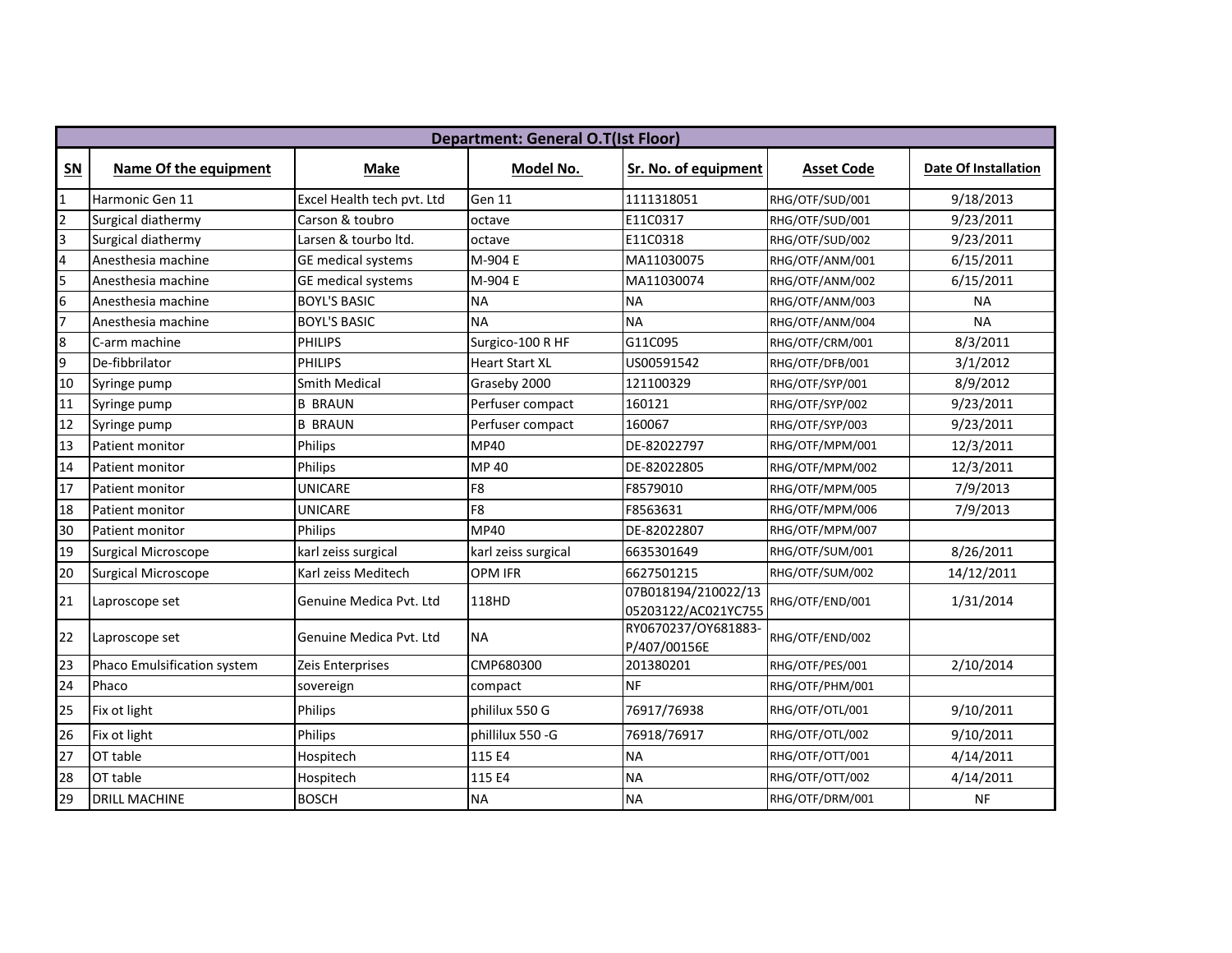| Department: General O.T(Ist Floor) | | | | | | |
|---|---|---|---|---|---|---|
| **SN** | **Name Of the equipment** | **Make** | **Model No.** | **Sr. No. of equipment** | **Asset Code** | **Date Of Installation** |
| 1 | Harmonic Gen 11 | Excel Health tech pvt. Ltd | Gen 11 | 1111318051 | RHG/OTF/SUD/001 | 9/18/2013 |
| 2 | Surgical diathermy | Carson & toubro | octave | E11C0317 | RHG/OTF/SUD/001 | 9/23/2011 |
| 3 | Surgical diathermy | Larsen & tourbo ltd. | octave | E11C0318 | RHG/OTF/SUD/002 | 9/23/2011 |
| 4 | Anesthesia machine | GE medical systems | M-904 E | MA11030075 | RHG/OTF/ANM/001 | 6/15/2011 |
| 5 | Anesthesia machine | GE medical systems | M-904 E | MA11030074 | RHG/OTF/ANM/002 | 6/15/2011 |
| 6 | Anesthesia machine | BOYL'S BASIC | NA | NA | RHG/OTF/ANM/003 | NA |
| 7 | Anesthesia machine | BOYL'S BASIC | NA | NA | RHG/OTF/ANM/004 | NA |
| 8 | C-arm machine | PHILIPS | Surgico-100 R HF | G11C095 | RHG/OTF/CRM/001 | 8/3/2011 |
| 9 | De-fibbrilator | PHILIPS | Heart Start XL | US00591542 | RHG/OTF/DFB/001 | 3/1/2012 |
| 10 | Syringe pump | Smith Medical | Graseby 2000 | 121100329 | RHG/OTF/SYP/001 | 8/9/2012 |
| 11 | Syringe pump | B BRAUN | Perfuser compact | 160121 | RHG/OTF/SYP/002 | 9/23/2011 |
| 12 | Syringe pump | B BRAUN | Perfuser compact | 160067 | RHG/OTF/SYP/003 | 9/23/2011 |
| 13 | Patient monitor | Philips | MP40 | DE-82022797 | RHG/OTF/MPM/001 | 12/3/2011 |
| 14 | Patient monitor | Philips | MP 40 | DE-82022805 | RHG/OTF/MPM/002 | 12/3/2011 |
| 17 | Patient monitor | UNICARE | F8 | F8579010 | RHG/OTF/MPM/005 | 7/9/2013 |
| 18 | Patient monitor | UNICARE | F8 | F8563631 | RHG/OTF/MPM/006 | 7/9/2013 |
| 30 | Patient monitor | Philips | MP40 | DE-82022807 | RHG/OTF/MPM/007 | |
| 19 | Surgical Microscope | karl zeiss surgical | karl zeiss surgical | 6635301649 | RHG/OTF/SUM/001 | 8/26/2011 |
| 20 | Surgical Microscope | Karl zeiss Meditech | OPM IFR | 6627501215 | RHG/OTF/SUM/002 | 14/12/2011 |
| 21 | Laproscope set | Genuine Medica Pvt. Ltd | 118HD | 07B018194/210022/13 05203122/AC021YC755 | RHG/OTF/END/001 | 1/31/2014 |
| 22 | Laproscope set | Genuine Medica Pvt. Ltd | NA | RY0670237/OY681883-P/407/00156E | RHG/OTF/END/002 | |
| 23 | Phaco Emulsification system | Zeis Enterprises | CMP680300 | 201380201 | RHG/OTF/PES/001 | 2/10/2014 |
| 24 | Phaco | sovereign | compact | NF | RHG/OTF/PHM/001 | |
| 25 | Fix ot light | Philips | phililux 550 G | 76917/76938 | RHG/OTF/OTL/001 | 9/10/2011 |
| 26 | Fix ot light | Philips | phillilux 550 -G | 76918/76917 | RHG/OTF/OTL/002 | 9/10/2011 |
| 27 | OT table | Hospitech | 115 E4 | NA | RHG/OTF/OTT/001 | 4/14/2011 |
| 28 | OT table | Hospitech | 115 E4 | NA | RHG/OTF/OTT/002 | 4/14/2011 |
| 29 | DRILL MACHINE | BOSCH | NA | NA | RHG/OTF/DRM/001 | NF |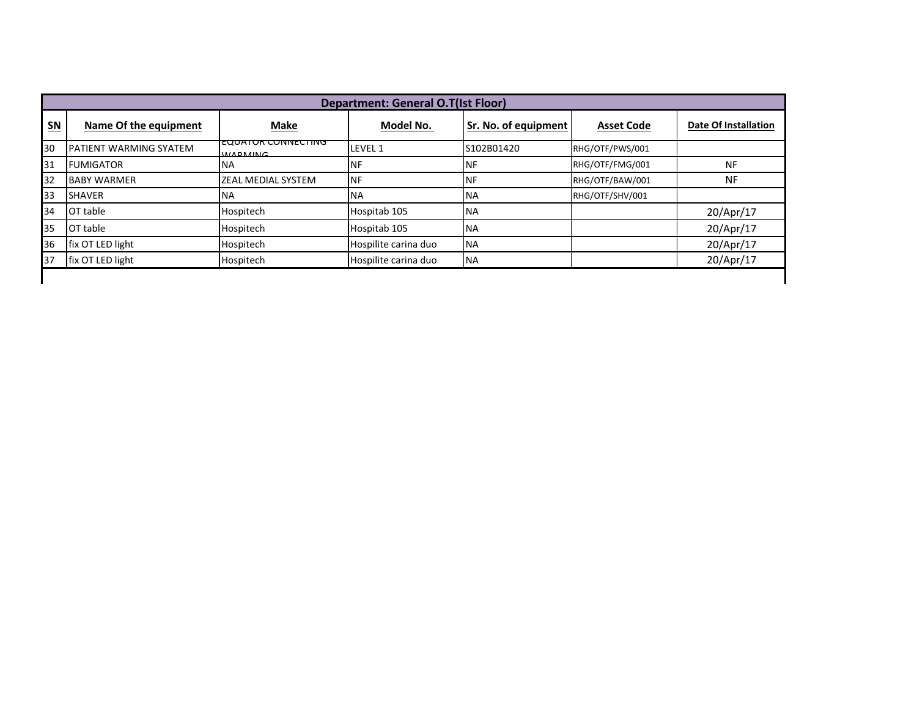| Department: General O.T(Ist Floor) | | | | | | |
|---|---|---|---|---|---|---|
| **SN** | **Name Of the equipment** | **Make** | **Model No.** | **Sr. No. of equipment** | **Asset Code** | **Date Of Installation** |
| 30 | PATIENT WARMING SYATEM | EQUATOR CONNECTING WARMING | LEVEL 1 | S102B01420 | RHG/OTF/PWS/001 | |
| 31 | FUMIGATOR | NA | NF | NF | RHG/OTF/FMG/001 | NF |
| 32 | BABY WARMER | ZEAL MEDIAL SYSTEM | NF | NF | RHG/OTF/BAW/001 | NF |
| 33 | SHAVER | NA | NA | NA | RHG/OTF/SHV/001 | |
| 34 | OT table | Hospitech | Hospitab 105 | NA | | 20/Apr/17 |
| 35 | OT table | Hospitech | Hospitab 105 | NA | | 20/Apr/17 |
| 36 | fix OT LED light | Hospitech | Hospilite carina duo | NA | | 20/Apr/17 |
| 37 | fix OT LED light | Hospitech | Hospilite carina duo | NA | | 20/Apr/17 |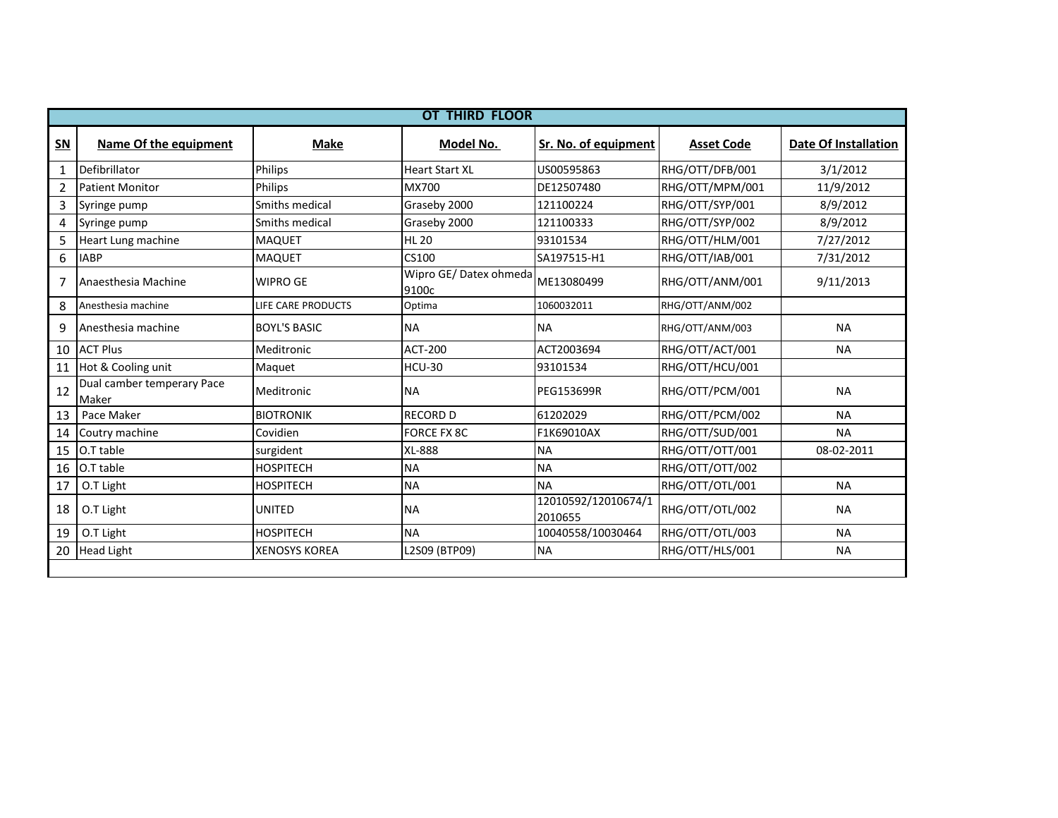| OT THIRD FLOOR | | | | | | |
|---|---|---|---|---|---|---|
| **SN** | **Name Of the equipment** | **Make** | **Model No.** | **Sr. No. of equipment** | **Asset Code** | **Date Of Installation** |
| 1 | Defibrillator | Philips | Heart Start XL | US00595863 | RHG/OTT/DFB/001 | 3/1/2012 |
| 2 | Patient Monitor | Philips | MX700 | DE12507480 | RHG/OTT/MPM/001 | 11/9/2012 |
| 3 | Syringe pump | Smiths medical | Graseby 2000 | 121100224 | RHG/OTT/SYP/001 | 8/9/2012 |
| 4 | Syringe pump | Smiths medical | Graseby 2000 | 121100333 | RHG/OTT/SYP/002 | 8/9/2012 |
| 5 | Heart Lung machine | MAQUET | HL 20 | 93101534 | RHG/OTT/HLM/001 | 7/27/2012 |
| 6 | IABP | MAQUET | CS100 | SA197515-H1 | RHG/OTT/IAB/001 | 7/31/2012 |
| 7 | Anaesthesia Machine | WIPRO GE | Wipro GE/ Datex ohmeda 9100c | ME13080499 | RHG/OTT/ANM/001 | 9/11/2013 |
| 8 | Anesthesia machine | LIFE CARE PRODUCTS | Optima | 1060032011 | RHG/OTT/ANM/002 | |
| 9 | Anesthesia machine | BOYL'S BASIC | NA | NA | RHG/OTT/ANM/003 | NA |
| 10 | ACT Plus | Meditronic | ACT-200 | ACT2003694 | RHG/OTT/ACT/001 | NA |
| 11 | Hot & Cooling unit | Maquet | HCU-30 | 93101534 | RHG/OTT/HCU/001 | |
| 12 | Dual camber temperary Pace Maker | Meditronic | NA | PEG153699R | RHG/OTT/PCM/001 | NA |
| 13 | Pace Maker | BIOTRONIK | RECORD D | 61202029 | RHG/OTT/PCM/002 | NA |
| 14 | Coutry machine | Covidien | FORCE FX 8C | F1K69010AX | RHG/OTT/SUD/001 | NA |
| 15 | O.T table | surgident | XL-888 | NA | RHG/OTT/OTT/001 | 08-02-2011 |
| 16 | O.T table | HOSPITECH | NA | NA | RHG/OTT/OTT/002 | |
| 17 | O.T Light | HOSPITECH | NA | NA | RHG/OTT/OTL/001 | NA |
| 18 | O.T Light | UNITED | NA | 12010592/12010674/12010655 | RHG/OTT/OTL/002 | NA |
| 19 | O.T Light | HOSPITECH | NA | 10040558/10030464 | RHG/OTT/OTL/003 | NA |
| 20 | Head Light | XENOSYS KOREA | L2S09 (BTP09) | NA | RHG/OTT/HLS/001 | NA |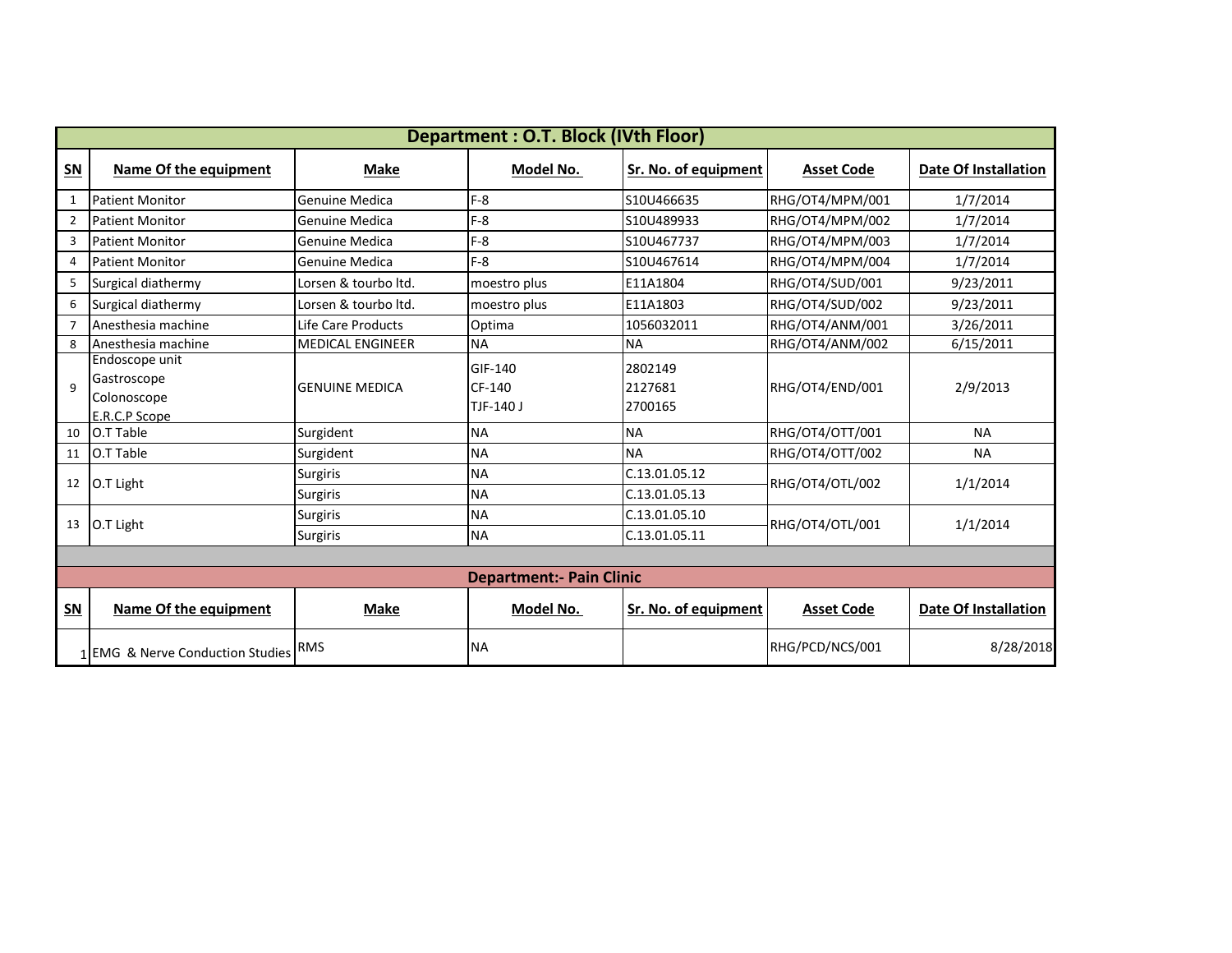## Department : O.T. Block (IVth Floor)

| SN | Name Of the equipment | Make | Model No. | Sr. No. of equipment | Asset Code | Date Of Installation |
|---|---|---|---|---|---|---|
| 1 | Patient Monitor | Genuine Medica | F-8 | S10U466635 | RHG/OT4/MPM/001 | 1/7/2014 |
| 2 | Patient Monitor | Genuine Medica | F-8 | S10U489933 | RHG/OT4/MPM/002 | 1/7/2014 |
| 3 | Patient Monitor | Genuine Medica | F-8 | S10U467737 | RHG/OT4/MPM/003 | 1/7/2014 |
| 4 | Patient Monitor | Genuine Medica | F-8 | S10U467614 | RHG/OT4/MPM/004 | 1/7/2014 |
| 5 | Surgical diathermy | Lorsen & tourbo ltd. | moestro plus | E11A1804 | RHG/OT4/SUD/001 | 9/23/2011 |
| 6 | Surgical diathermy | Lorsen & tourbo ltd. | moestro plus | E11A1803 | RHG/OT4/SUD/002 | 9/23/2011 |
| 7 | Anesthesia machine | Life Care Products | Optima | 1056032011 | RHG/OT4/ANM/001 | 3/26/2011 |
| 8 | Anesthesia machine | MEDICAL ENGINEER | NA | NA | RHG/OT4/ANM/002 | 6/15/2011 |
| 9 | Endoscope unit<br>Gastroscope<br>Colonoscope<br>E.R.C.P Scope | GENUINE MEDICA | GIF-140<br>CF-140<br>TJF-140 J | 2802149<br>2127681<br>2700165 | RHG/OT4/END/001 | 2/9/2013 |
| 10 | O.T Table | Surgident | NA | NA | RHG/OT4/OTT/001 | NA |
| 11 | O.T Table | Surgident | NA | NA | RHG/OT4/OTT/002 | NA |
| 12 | O.T Light | Surgiris | NA | C.13.01.05.12 | RHG/OT4/OTL/002 | 1/1/2014 |
| | | Surgiris | NA | C.13.01.05.13 | | |
| 13 | O.T Light | Surgiris | NA | C.13.01.05.10 | RHG/OT4/OTL/001 | 1/1/2014 |
| | | Surgiris | NA | C.13.01.05.11 | | |

## Department:- Pain Clinic

| SN | Name Of the equipment | Make | Model No. | Sr. No. of equipment | Asset Code | Date Of Installation |
|---|---|---|---|---|---|---|
| 1 | EMG & Nerve Conduction Studies | RMS | NA | | RHG/PCD/NCS/001 | 8/28/2018 |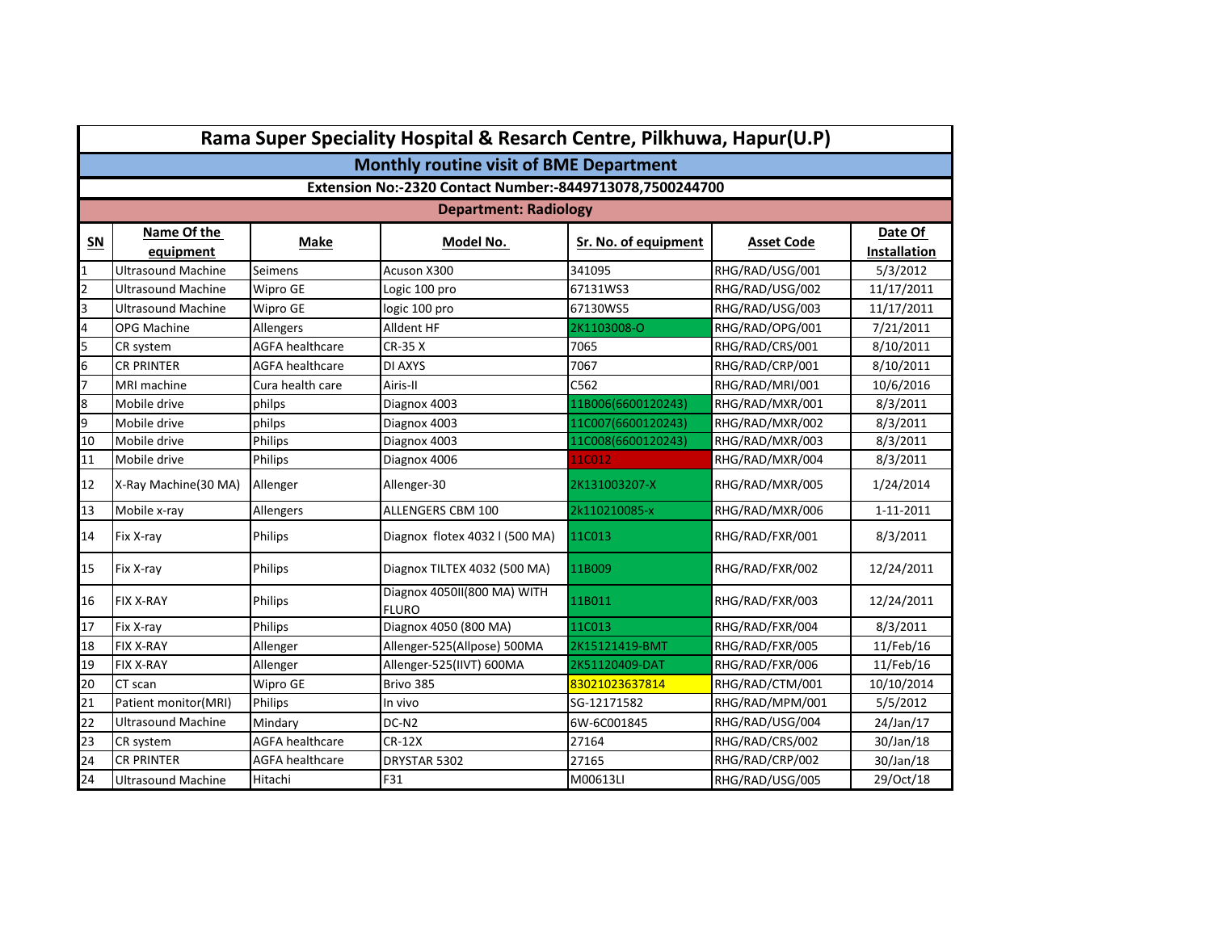# Rama Super Speciality Hospital & Resarch Centre, Pilkhuwa, Hapur(U.P)

## Monthly routine visit of BME Department

**Extension No:-2320 Contact Number:-8449713078,7500244700**

**Department: Radiology**

| SN | Name Of the equipment | Make | Model No. | Sr. No. of equipment | Asset Code | Date Of Installation |
|---|---|---|---|---|---|---|
| 1 | Ultrasound Machine | Seimens | Acuson X300 | 341095 | RHG/RAD/USG/001 | 5/3/2012 |
| 2 | Ultrasound Machine | Wipro GE | Logic 100 pro | 67131WS3 | RHG/RAD/USG/002 | 11/17/2011 |
| 3 | Ultrasound Machine | Wipro GE | logic 100 pro | 67130WS5 | RHG/RAD/USG/003 | 11/17/2011 |
| 4 | OPG Machine | Allengers | Alldent HF | 2K1103008-O | RHG/RAD/OPG/001 | 7/21/2011 |
| 5 | CR system | AGFA healthcare | CR-35 X | 7065 | RHG/RAD/CRS/001 | 8/10/2011 |
| 6 | CR PRINTER | AGFA healthcare | DI AXYS | 7067 | RHG/RAD/CRP/001 | 8/10/2011 |
| 7 | MRI machine | Cura health care | Airis-II | C562 | RHG/RAD/MRI/001 | 10/6/2016 |
| 8 | Mobile drive | philps | Diagnox 4003 | 11B006(6600120243) | RHG/RAD/MXR/001 | 8/3/2011 |
| 9 | Mobile drive | philps | Diagnox 4003 | 11C007(6600120243) | RHG/RAD/MXR/002 | 8/3/2011 |
| 10 | Mobile drive | Philips | Diagnox 4003 | 11C008(6600120243) | RHG/RAD/MXR/003 | 8/3/2011 |
| 11 | Mobile drive | Philips | Diagnox 4006 | 11C012 | RHG/RAD/MXR/004 | 8/3/2011 |
| 12 | X-Ray Machine(30 MA) | Allenger | Allenger-30 | 2K131003207-X | RHG/RAD/MXR/005 | 1/24/2014 |
| 13 | Mobile x-ray | Allengers | ALLENGERS CBM 100 | 2k110210085-x | RHG/RAD/MXR/006 | 1-11-2011 |
| 14 | Fix X-ray | Philips | Diagnox flotex 4032 I (500 MA) | 11C013 | RHG/RAD/FXR/001 | 8/3/2011 |
| 15 | Fix X-ray | Philips | Diagnox TILTEX 4032 (500 MA) | 11B009 | RHG/RAD/FXR/002 | 12/24/2011 |
| 16 | FIX X-RAY | Philips | Diagnox 4050II(800 MA) WITH FLURO | 11B011 | RHG/RAD/FXR/003 | 12/24/2011 |
| 17 | Fix X-ray | Philips | Diagnox 4050 (800 MA) | 11C013 | RHG/RAD/FXR/004 | 8/3/2011 |
| 18 | FIX X-RAY | Allenger | Allenger-525(Allpose) 500MA | 2K15121419-BMT | RHG/RAD/FXR/005 | 11/Feb/16 |
| 19 | FIX X-RAY | Allenger | Allenger-525(IIVT) 600MA | 2K51120409-DAT | RHG/RAD/FXR/006 | 11/Feb/16 |
| 20 | CT scan | Wipro GE | Brivo 385 | 83021023637814 | RHG/RAD/CTM/001 | 10/10/2014 |
| 21 | Patient monitor(MRI) | Philips | In vivo | SG-12171582 | RHG/RAD/MPM/001 | 5/5/2012 |
| 22 | Ultrasound Machine | Mindary | DC-N2 | 6W-6C001845 | RHG/RAD/USG/004 | 24/Jan/17 |
| 23 | CR system | AGFA healthcare | CR-12X | 27164 | RHG/RAD/CRS/002 | 30/Jan/18 |
| 24 | CR PRINTER | AGFA healthcare | DRYSTAR 5302 | 27165 | RHG/RAD/CRP/002 | 30/Jan/18 |
| 24 | Ultrasound Machine | Hitachi | F31 | M00613LI | RHG/RAD/USG/005 | 29/Oct/18 |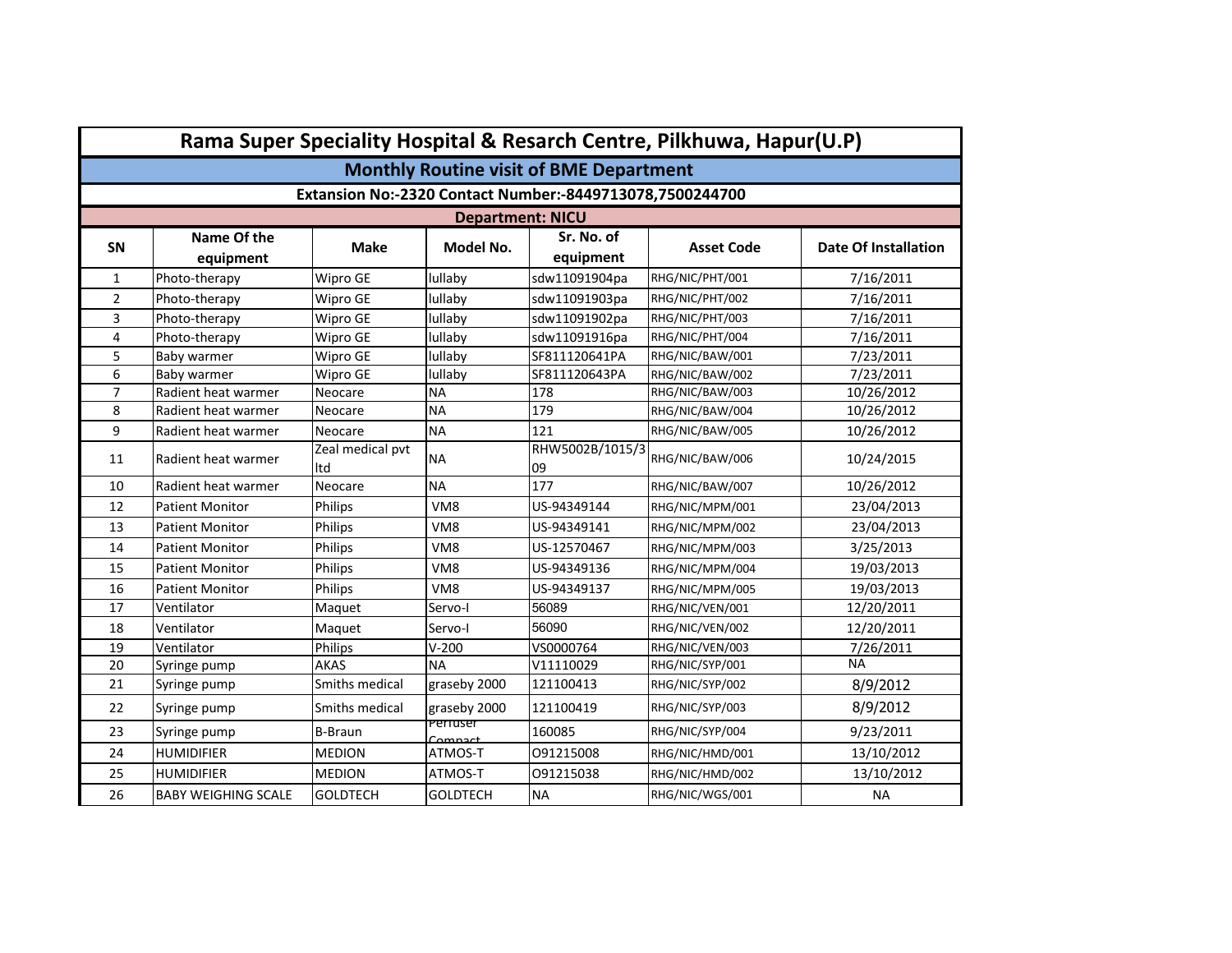# Rama Super Speciality Hospital & Resrach Centre, Pilkhuwa, Hapur(U.P)

## Monthly Routine visit of BME Department

**Extansion No:-2320 Contact Number:-8449713078,7500244700**

**Department: NICU**

| SN | Name Of the equipment | Make | Model No. | Sr. No. of equipment | Asset Code | Date Of Installation |
|---|---|---|---|---|---|---|
| 1 | Photo-therapy | Wipro GE | lullaby | sdw11091904pa | RHG/NIC/PHT/001 | 7/16/2011 |
| 2 | Photo-therapy | Wipro GE | lullaby | sdw11091903pa | RHG/NIC/PHT/002 | 7/16/2011 |
| 3 | Photo-therapy | Wipro GE | lullaby | sdw11091902pa | RHG/NIC/PHT/003 | 7/16/2011 |
| 4 | Photo-therapy | Wipro GE | lullaby | sdw11091916pa | RHG/NIC/PHT/004 | 7/16/2011 |
| 5 | Baby warmer | Wipro GE | lullaby | SF811120641PA | RHG/NIC/BAW/001 | 7/23/2011 |
| 6 | Baby warmer | Wipro GE | lullaby | SF811120643PA | RHG/NIC/BAW/002 | 7/23/2011 |
| 7 | Radient heat warmer | Neocare | NA | 178 | RHG/NIC/BAW/003 | 10/26/2012 |
| 8 | Radient heat warmer | Neocare | NA | 179 | RHG/NIC/BAW/004 | 10/26/2012 |
| 9 | Radient heat warmer | Neocare | NA | 121 | RHG/NIC/BAW/005 | 10/26/2012 |
| 11 | Radient heat warmer | Zeal medical pvt ltd | NA | RHW5002B/1015/309 | RHG/NIC/BAW/006 | 10/24/2015 |
| 10 | Radient heat warmer | Neocare | NA | 177 | RHG/NIC/BAW/007 | 10/26/2012 |
| 12 | Patient Monitor | Philips | VM8 | US-94349144 | RHG/NIC/MPM/001 | 23/04/2013 |
| 13 | Patient Monitor | Philips | VM8 | US-94349141 | RHG/NIC/MPM/002 | 23/04/2013 |
| 14 | Patient Monitor | Philips | VM8 | US-12570467 | RHG/NIC/MPM/003 | 3/25/2013 |
| 15 | Patient Monitor | Philips | VM8 | US-94349136 | RHG/NIC/MPM/004 | 19/03/2013 |
| 16 | Patient Monitor | Philips | VM8 | US-94349137 | RHG/NIC/MPM/005 | 19/03/2013 |
| 17 | Ventilator | Maquet | Servo-I | 56089 | RHG/NIC/VEN/001 | 12/20/2011 |
| 18 | Ventilator | Maquet | Servo-I | 56090 | RHG/NIC/VEN/002 | 12/20/2011 |
| 19 | Ventilator | Philips | V-200 | VS0000764 | RHG/NIC/VEN/003 | 7/26/2011 |
| 20 | Syringe pump | AKAS | NA | V11110029 | RHG/NIC/SYP/001 | NA |
| 21 | Syringe pump | Smiths medical | graseby 2000 | 121100413 | RHG/NIC/SYP/002 | 8/9/2012 |
| 22 | Syringe pump | Smiths medical | graseby 2000 | 121100419 | RHG/NIC/SYP/003 | 8/9/2012 |
| 23 | Syringe pump | B-Braun | Perfuser Compact | 160085 | RHG/NIC/SYP/004 | 9/23/2011 |
| 24 | HUMIDIFIER | MEDION | ATMOS-T | O91215008 | RHG/NIC/HMD/001 | 13/10/2012 |
| 25 | HUMIDIFIER | MEDION | ATMOS-T | O91215038 | RHG/NIC/HMD/002 | 13/10/2012 |
| 26 | BABY WEIGHING SCALE | GOLDTECH | GOLDTECH | NA | RHG/NIC/WGS/001 | NA |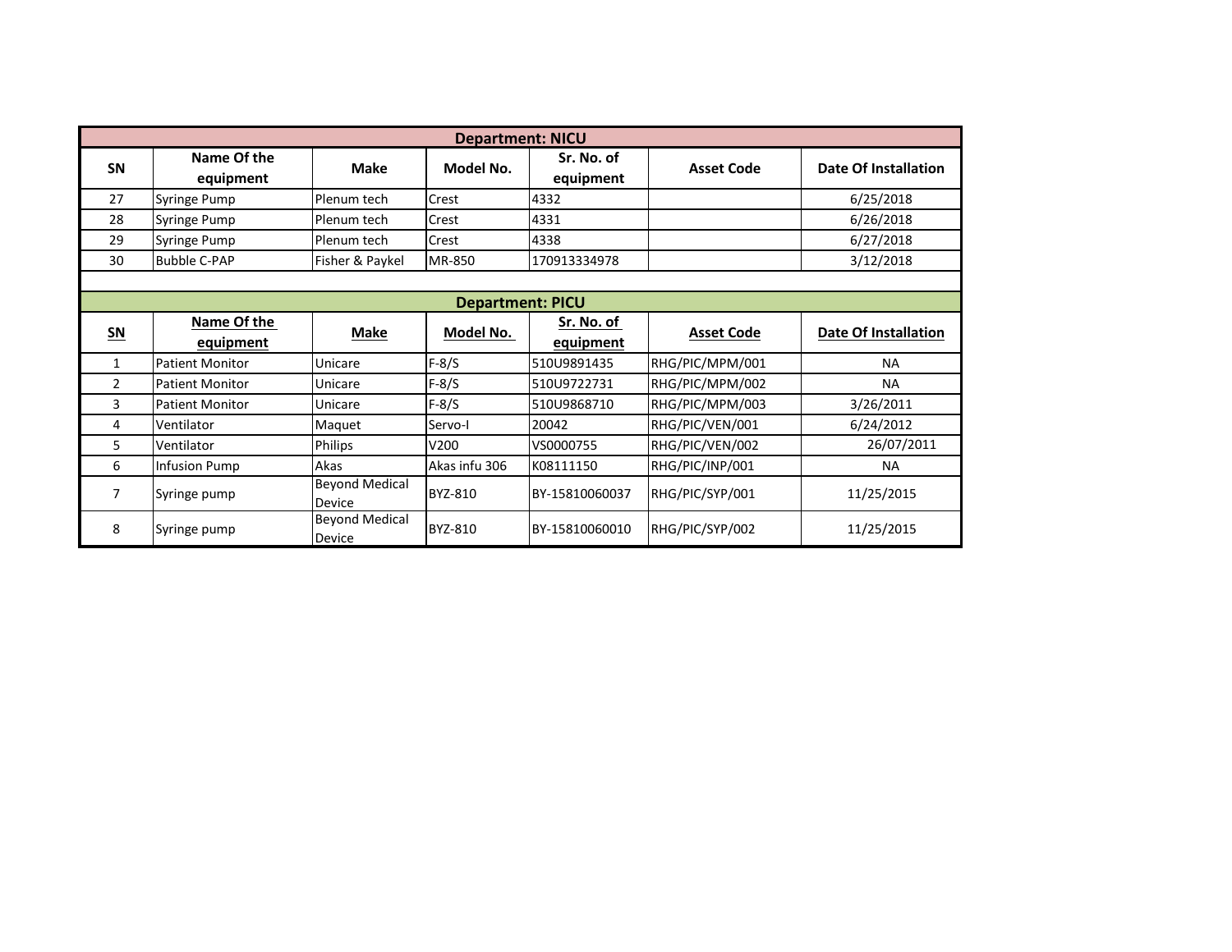| Department: NICU | | | | | | |
|---|---|---|---|---|---|---|
| **SN** | **Name Of the equipment** | **Make** | **Model No.** | **Sr. No. of equipment** | **Asset Code** | **Date Of Installation** |
| 27 | Syringe Pump | Plenum tech | Crest | 4332 | | 6/25/2018 |
| 28 | Syringe Pump | Plenum tech | Crest | 4331 | | 6/26/2018 |
| 29 | Syringe Pump | Plenum tech | Crest | 4338 | | 6/27/2018 |
| 30 | Bubble C-PAP | Fisher & Paykel | MR-850 | 170913334978 | | 3/12/2018 |

| Department: PICU | | | | | | |
|---|---|---|---|---|---|---|
| **SN** | **Name Of the equipment** | **Make** | **Model No.** | **Sr. No. of equipment** | **Asset Code** | **Date Of Installation** |
| 1 | Patient Monitor | Unicare | F-8/S | 510U9891435 | RHG/PIC/MPM/001 | NA |
| 2 | Patient Monitor | Unicare | F-8/S | 510U9722731 | RHG/PIC/MPM/002 | NA |
| 3 | Patient Monitor | Unicare | F-8/S | 510U9868710 | RHG/PIC/MPM/003 | 3/26/2011 |
| 4 | Ventilator | Maquet | Servo-I | 20042 | RHG/PIC/VEN/001 | 6/24/2012 |
| 5 | Ventilator | Philips | V200 | VS0000755 | RHG/PIC/VEN/002 | 26/07/2011 |
| 6 | Infusion Pump | Akas | Akas infu 306 | K08111150 | RHG/PIC/INP/001 | NA |
| 7 | Syringe pump | Beyond Medical Device | BYZ-810 | BY-15810060037 | RHG/PIC/SYP/001 | 11/25/2015 |
| 8 | Syringe pump | Beyond Medical Device | BYZ-810 | BY-15810060010 | RHG/PIC/SYP/002 | 11/25/2015 |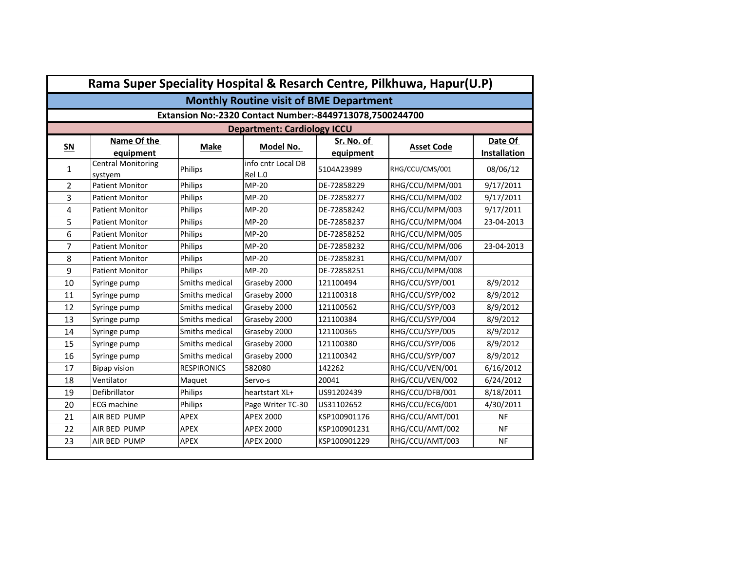# Rama Super Speciality Hospital & Resarch Centre, Pilkhuwa, Hapur(U.P)

## Monthly Routine visit of BME Department

**Extansion No:-2320 Contact Number:-8449713078,7500244700**

**Department: Cardiology ICCU**

| SN | Name Of the equipment | Make | Model No. | Sr. No. of equipment | Asset Code | Date Of Installation |
|---|---|---|---|---|---|---|
| 1 | Central Monitoring systyem | Philips | info cntr Local DB Rel L.0 | 5104A23989 | RHG/CCU/CMS/001 | 08/06/12 |
| 2 | Patient Monitor | Philips | MP-20 | DE-72858229 | RHG/CCU/MPM/001 | 9/17/2011 |
| 3 | Patient Monitor | Philips | MP-20 | DE-72858277 | RHG/CCU/MPM/002 | 9/17/2011 |
| 4 | Patient Monitor | Philips | MP-20 | DE-72858242 | RHG/CCU/MPM/003 | 9/17/2011 |
| 5 | Patient Monitor | Philips | MP-20 | DE-72858237 | RHG/CCU/MPM/004 | 23-04-2013 |
| 6 | Patient Monitor | Philips | MP-20 | DE-72858252 | RHG/CCU/MPM/005 | |
| 7 | Patient Monitor | Philips | MP-20 | DE-72858232 | RHG/CCU/MPM/006 | 23-04-2013 |
| 8 | Patient Monitor | Philips | MP-20 | DE-72858231 | RHG/CCU/MPM/007 | |
| 9 | Patient Monitor | Philips | MP-20 | DE-72858251 | RHG/CCU/MPM/008 | |
| 10 | Syringe pump | Smiths medical | Graseby 2000 | 121100494 | RHG/CCU/SYP/001 | 8/9/2012 |
| 11 | Syringe pump | Smiths medical | Graseby 2000 | 121100318 | RHG/CCU/SYP/002 | 8/9/2012 |
| 12 | Syringe pump | Smiths medical | Graseby 2000 | 121100562 | RHG/CCU/SYP/003 | 8/9/2012 |
| 13 | Syringe pump | Smiths medical | Graseby 2000 | 121100384 | RHG/CCU/SYP/004 | 8/9/2012 |
| 14 | Syringe pump | Smiths medical | Graseby 2000 | 121100365 | RHG/CCU/SYP/005 | 8/9/2012 |
| 15 | Syringe pump | Smiths medical | Graseby 2000 | 121100380 | RHG/CCU/SYP/006 | 8/9/2012 |
| 16 | Syringe pump | Smiths medical | Graseby 2000 | 121100342 | RHG/CCU/SYP/007 | 8/9/2012 |
| 17 | Bipap vision | RESPIRONICS | 582080 | 142262 | RHG/CCU/VEN/001 | 6/16/2012 |
| 18 | Ventilator | Maquet | Servo-s | 20041 | RHG/CCU/VEN/002 | 6/24/2012 |
| 19 | Defibrillator | Philips | heartstart XL+ | US91202439 | RHG/CCU/DFB/001 | 8/18/2011 |
| 20 | ECG machine | Philips | Page Writer TC-30 | US31102652 | RHG/CCU/ECG/001 | 4/30/2011 |
| 21 | AIR BED PUMP | APEX | APEX 2000 | KSP100901176 | RHG/CCU/AMT/001 | NF |
| 22 | AIR BED PUMP | APEX | APEX 2000 | KSP100901231 | RHG/CCU/AMT/002 | NF |
| 23 | AIR BED PUMP | APEX | APEX 2000 | KSP100901229 | RHG/CCU/AMT/003 | NF |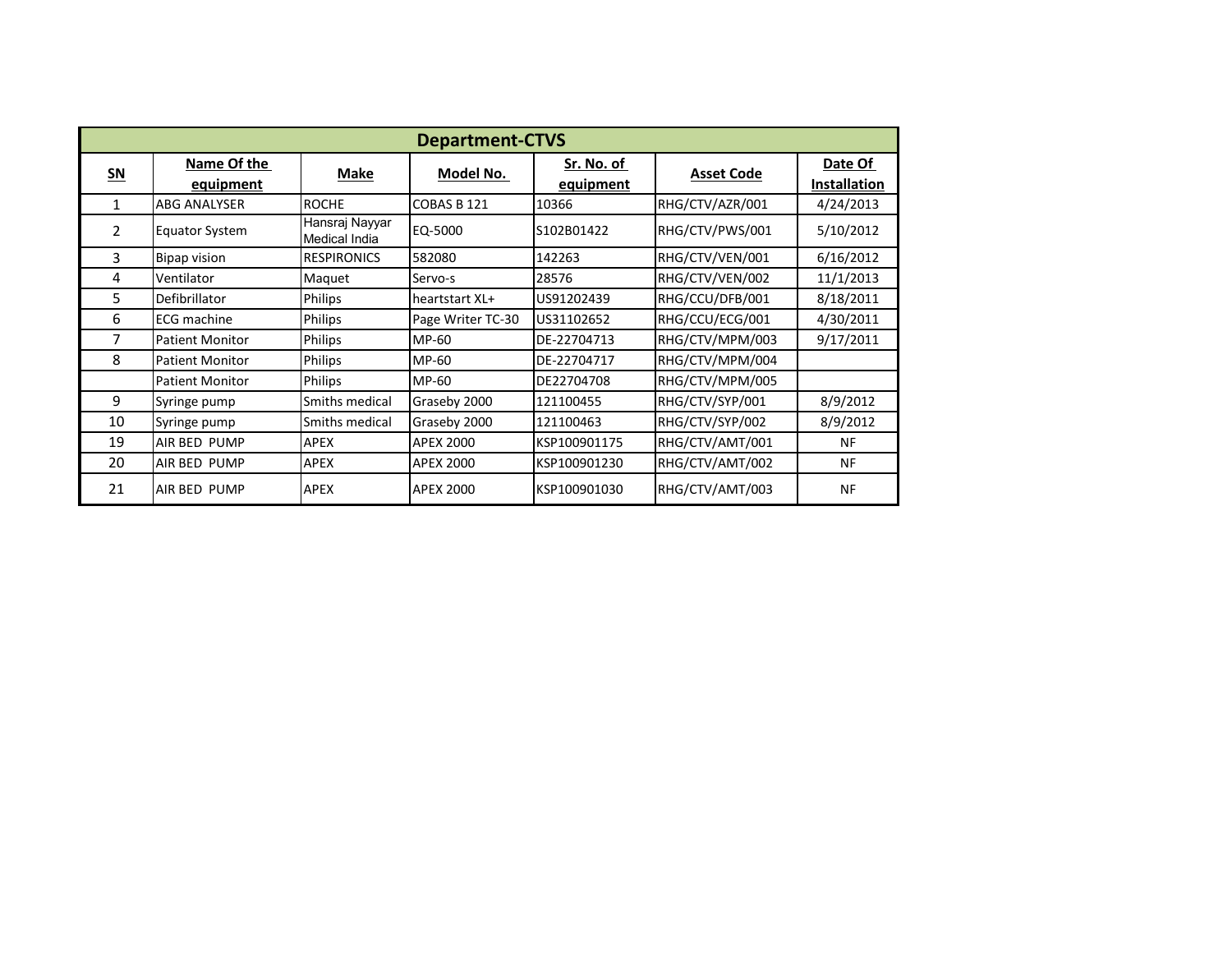| Department-CTVS | | | | | | |
|---|---|---|---|---|---|---|
| **SN** | **Name Of the equipment** | **Make** | **Model No.** | **Sr. No. of equipment** | **Asset Code** | **Date Of Installation** |
| 1 | ABG ANALYSER | ROCHE | COBAS B 121 | 10366 | RHG/CTV/AZR/001 | 4/24/2013 |
| 2 | Equator System | Hansraj Nayyar Medical India | EQ-5000 | S102B01422 | RHG/CTV/PWS/001 | 5/10/2012 |
| 3 | Bipap vision | RESPIRONICS | 582080 | 142263 | RHG/CTV/VEN/001 | 6/16/2012 |
| 4 | Ventilator | Maquet | Servo-s | 28576 | RHG/CTV/VEN/002 | 11/1/2013 |
| 5 | Defibrillator | Philips | heartstart XL+ | US91202439 | RHG/CCU/DFB/001 | 8/18/2011 |
| 6 | ECG machine | Philips | Page Writer TC-30 | US31102652 | RHG/CCU/ECG/001 | 4/30/2011 |
| 7 | Patient Monitor | Philips | MP-60 | DE-22704713 | RHG/CTV/MPM/003 | 9/17/2011 |
| 8 | Patient Monitor | Philips | MP-60 | DE-22704717 | RHG/CTV/MPM/004 | |
| | Patient Monitor | Philips | MP-60 | DE22704708 | RHG/CTV/MPM/005 | |
| 9 | Syringe pump | Smiths medical | Graseby 2000 | 121100455 | RHG/CTV/SYP/001 | 8/9/2012 |
| 10 | Syringe pump | Smiths medical | Graseby 2000 | 121100463 | RHG/CTV/SYP/002 | 8/9/2012 |
| 19 | AIR BED PUMP | APEX | APEX 2000 | KSP100901175 | RHG/CTV/AMT/001 | NF |
| 20 | AIR BED PUMP | APEX | APEX 2000 | KSP100901230 | RHG/CTV/AMT/002 | NF |
| 21 | AIR BED PUMP | APEX | APEX 2000 | KSP100901030 | RHG/CTV/AMT/003 | NF |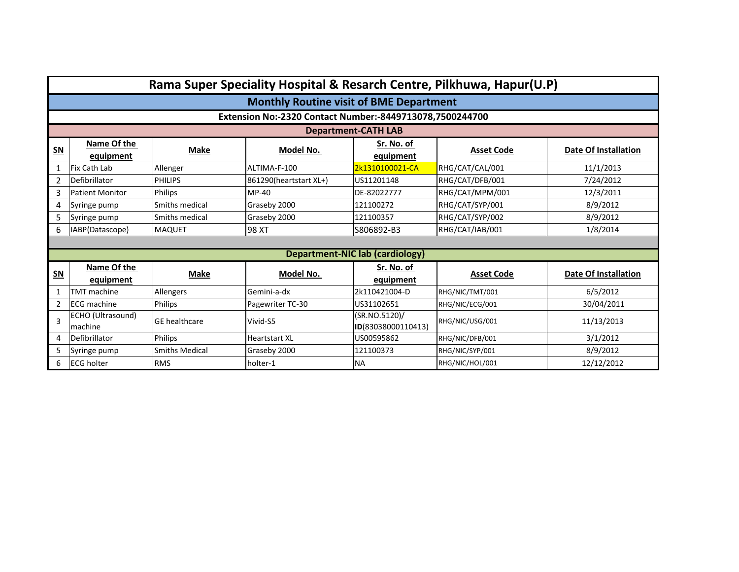# Rama Super Speciality Hospital & Resarch Centre, Pilkhuwa, Hapur(U.P)

## Monthly Routine visit of BME Department

**Extension No:-2320 Contact Number:-8449713078,7500244700**

### Department-CATH LAB

| SN | Name Of the equipment | Make | Model No. | Sr. No. of equipment | Asset Code | Date Of Installation |
|---|---|---|---|---|---|---|
| 1 | Fix Cath Lab | Allenger | ALTIMA-F-100 | 2k1310100021-CA | RHG/CAT/CAL/001 | 11/1/2013 |
| 2 | Defibrillator | PHILIPS | 861290(heartstart XL+) | US11201148 | RHG/CAT/DFB/001 | 7/24/2012 |
| 3 | Patient Monitor | Philips | MP-40 | DE-82022777 | RHG/CAT/MPM/001 | 12/3/2011 |
| 4 | Syringe pump | Smiths medical | Graseby 2000 | 121100272 | RHG/CAT/SYP/001 | 8/9/2012 |
| 5 | Syringe pump | Smiths medical | Graseby 2000 | 121100357 | RHG/CAT/SYP/002 | 8/9/2012 |
| 6 | IABP(Datascope) | MAQUET | 98 XT | S806892-B3 | RHG/CAT/IAB/001 | 1/8/2014 |

### Department-NIC lab (cardiology)

| SN | Name Of the equipment | Make | Model No. | Sr. No. of equipment | Asset Code | Date Of Installation |
|---|---|---|---|---|---|---|
| 1 | TMT machine | Allengers | Gemini-a-dx | 2k110421004-D | RHG/NIC/TMT/001 | 6/5/2012 |
| 2 | ECG machine | Philips | Pagewriter TC-30 | US31102651 | RHG/NIC/ECG/001 | 30/04/2011 |
| 3 | ECHO (Ultrasound) machine | GE healthcare | Vivid-S5 | (SR.NO.5120)/ **ID**(83038000110413) | RHG/NIC/USG/001 | 11/13/2013 |
| 4 | Defibrillator | Philips | Heartstart XL | US00595862 | RHG/NIC/DFB/001 | 3/1/2012 |
| 5 | Syringe pump | Smiths Medical | Graseby 2000 | 121100373 | RHG/NIC/SYP/001 | 8/9/2012 |
| 6 | ECG holter | RMS | holter-1 | NA | RHG/NIC/HOL/001 | 12/12/2012 |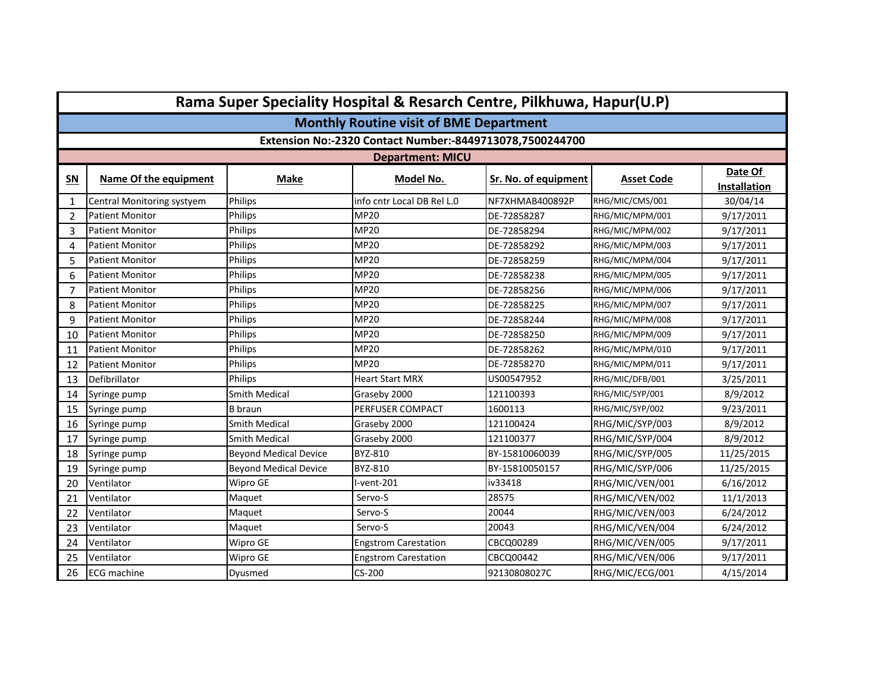# Rama Super Speciality Hospital & Resarch Centre, Pilkhuwa, Hapur(U.P)

## Monthly Routine visit of BME Department

**Extension No:-2320 Contact Number:-8449713078,7500244700**

**Department: MICU**

| SN | Name Of the equipment | Make | Model No. | Sr. No. of equipment | Asset Code | Date Of Installation |
|---|---|---|---|---|---|---|
| 1 | Central Monitoring systyem | Philips | info cntr Local DB Rel L.0 | NF7XHMAB400892P | RHG/MIC/CMS/001 | 30/04/14 |
| 2 | Patient Monitor | Philips | MP20 | DE-72858287 | RHG/MIC/MPM/001 | 9/17/2011 |
| 3 | Patient Monitor | Philips | MP20 | DE-72858294 | RHG/MIC/MPM/002 | 9/17/2011 |
| 4 | Patient Monitor | Philips | MP20 | DE-72858292 | RHG/MIC/MPM/003 | 9/17/2011 |
| 5 | Patient Monitor | Philips | MP20 | DE-72858259 | RHG/MIC/MPM/004 | 9/17/2011 |
| 6 | Patient Monitor | Philips | MP20 | DE-72858238 | RHG/MIC/MPM/005 | 9/17/2011 |
| 7 | Patient Monitor | Philips | MP20 | DE-72858256 | RHG/MIC/MPM/006 | 9/17/2011 |
| 8 | Patient Monitor | Philips | MP20 | DE-72858225 | RHG/MIC/MPM/007 | 9/17/2011 |
| 9 | Patient Monitor | Philips | MP20 | DE-72858244 | RHG/MIC/MPM/008 | 9/17/2011 |
| 10 | Patient Monitor | Philips | MP20 | DE-72858250 | RHG/MIC/MPM/009 | 9/17/2011 |
| 11 | Patient Monitor | Philips | MP20 | DE-72858262 | RHG/MIC/MPM/010 | 9/17/2011 |
| 12 | Patient Monitor | Philips | MP20 | DE-72858270 | RHG/MIC/MPM/011 | 9/17/2011 |
| 13 | Defibrillator | Philips | Heart Start MRX | US00547952 | RHG/MIC/DFB/001 | 3/25/2011 |
| 14 | Syringe pump | Smith Medical | Graseby 2000 | 121100393 | RHG/MIC/SYP/001 | 8/9/2012 |
| 15 | Syringe pump | B braun | PERFUSER COMPACT | 1600113 | RHG/MIC/SYP/002 | 9/23/2011 |
| 16 | Syringe pump | Smith Medical | Graseby 2000 | 121100424 | RHG/MIC/SYP/003 | 8/9/2012 |
| 17 | Syringe pump | Smith Medical | Graseby 2000 | 121100377 | RHG/MIC/SYP/004 | 8/9/2012 |
| 18 | Syringe pump | Beyond Medical Device | BYZ-810 | BY-15810060039 | RHG/MIC/SYP/005 | 11/25/2015 |
| 19 | Syringe pump | Beyond Medical Device | BYZ-810 | BY-15810050157 | RHG/MIC/SYP/006 | 11/25/2015 |
| 20 | Ventilator | Wipro GE | I-vent-201 | iv33418 | RHG/MIC/VEN/001 | 6/16/2012 |
| 21 | Ventilator | Maquet | Servo-S | 28575 | RHG/MIC/VEN/002 | 11/1/2013 |
| 22 | Ventilator | Maquet | Servo-S | 20044 | RHG/MIC/VEN/003 | 6/24/2012 |
| 23 | Ventilator | Maquet | Servo-S | 20043 | RHG/MIC/VEN/004 | 6/24/2012 |
| 24 | Ventilator | Wipro GE | Engstrom Carestation | CBCQ00289 | RHG/MIC/VEN/005 | 9/17/2011 |
| 25 | Ventilator | Wipro GE | Engstrom Carestation | CBCQ00442 | RHG/MIC/VEN/006 | 9/17/2011 |
| 26 | ECG machine | Dyusmed | CS-200 | 92130808027C | RHG/MIC/ECG/001 | 4/15/2014 |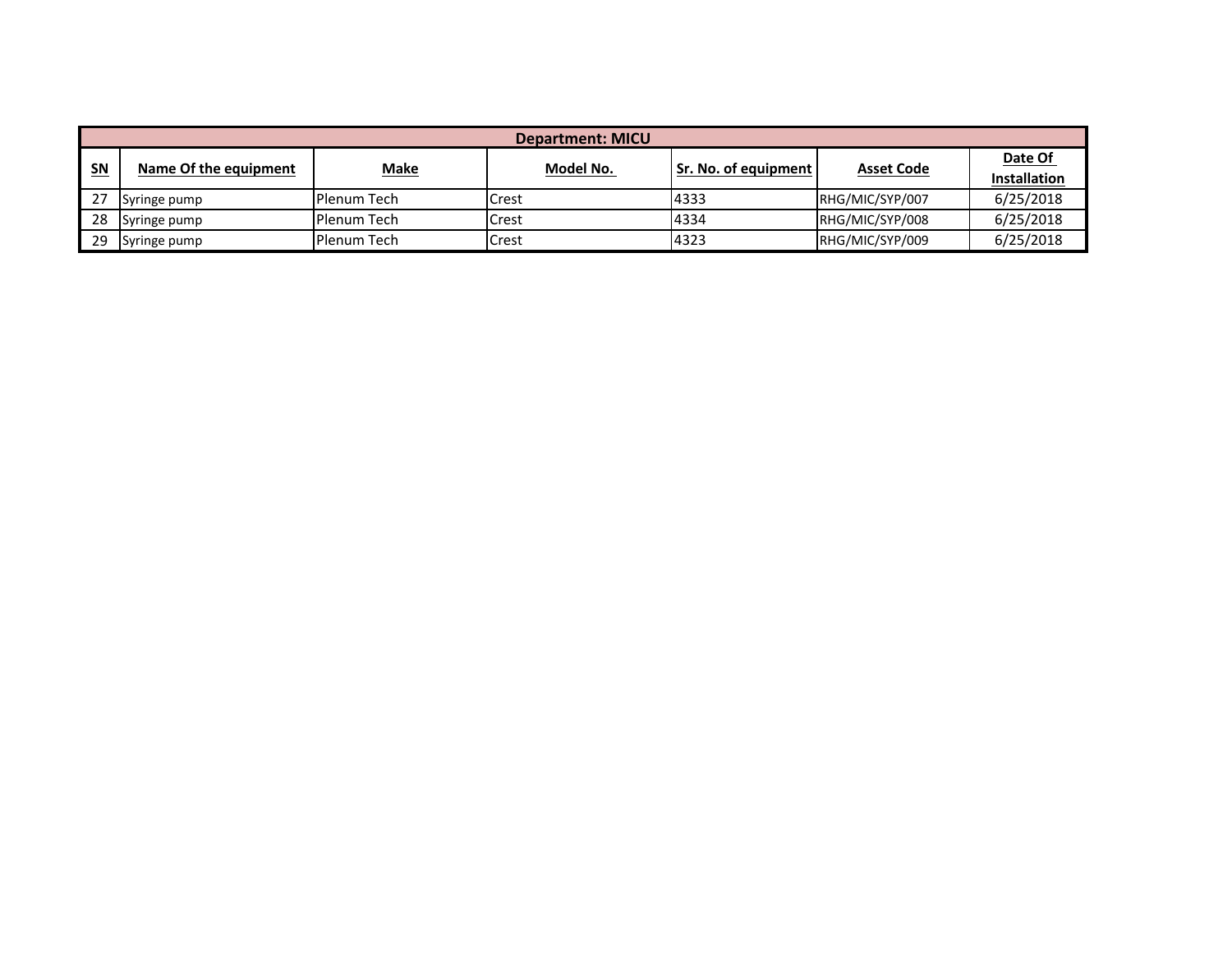| Department: MICU | | | | | | |
| --- | --- | --- | --- | --- | --- | --- |
| **SN** | **Name Of the equipment** | **Make** | **Model No.** | **Sr. No. of equipment** | **Asset Code** | **Date Of Installation** |
| 27 | Syringe pump | Plenum Tech | Crest | 4333 | RHG/MIC/SYP/007 | 6/25/2018 |
| 28 | Syringe pump | Plenum Tech | Crest | 4334 | RHG/MIC/SYP/008 | 6/25/2018 |
| 29 | Syringe pump | Plenum Tech | Crest | 4323 | RHG/MIC/SYP/009 | 6/25/2018 |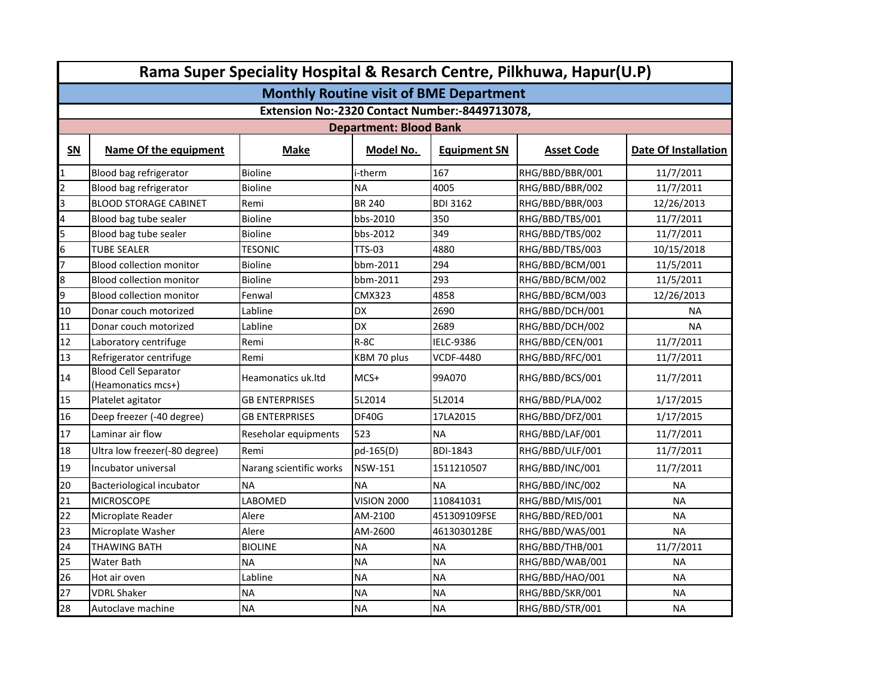# Rama Super Speciality Hospital & Resrach Centre, Pilkhuwa, Hapur(U.P)

## Monthly Routine visit of BME Department

**Extension No:-2320 Contact Number:-8449713078,**

**Department: Blood Bank**

| SN | Name Of the equipment | Make | Model No. | Equipment SN | Asset Code | Date Of Installation |
|---|---|---|---|---|---|---|
| 1 | Blood bag refrigerator | Bioline | i-therm | 167 | RHG/BBD/BBR/001 | 11/7/2011 |
| 2 | Blood bag refrigerator | Bioline | NA | 4005 | RHG/BBD/BBR/002 | 11/7/2011 |
| 3 | BLOOD STORAGE CABINET | Remi | BR 240 | BDI 3162 | RHG/BBD/BBR/003 | 12/26/2013 |
| 4 | Blood bag tube sealer | Bioline | bbs-2010 | 350 | RHG/BBD/TBS/001 | 11/7/2011 |
| 5 | Blood bag tube sealer | Bioline | bbs-2012 | 349 | RHG/BBD/TBS/002 | 11/7/2011 |
| 6 | TUBE SEALER | TESONIC | TTS-03 | 4880 | RHG/BBD/TBS/003 | 10/15/2018 |
| 7 | Blood collection monitor | Bioline | bbm-2011 | 294 | RHG/BBD/BCM/001 | 11/5/2011 |
| 8 | Blood collection monitor | Bioline | bbm-2011 | 293 | RHG/BBD/BCM/002 | 11/5/2011 |
| 9 | Blood collection monitor | Fenwal | CMX323 | 4858 | RHG/BBD/BCM/003 | 12/26/2013 |
| 10 | Donar couch motorized | Labline | DX | 2690 | RHG/BBD/DCH/001 | NA |
| 11 | Donar couch motorized | Labline | DX | 2689 | RHG/BBD/DCH/002 | NA |
| 12 | Laboratory centrifuge | Remi | R-8C | IELC-9386 | RHG/BBD/CEN/001 | 11/7/2011 |
| 13 | Refrigerator centrifuge | Remi | KBM 70 plus | VCDF-4480 | RHG/BBD/RFC/001 | 11/7/2011 |
| 14 | Blood Cell Separator (Heamonatics mcs+) | Heamonatics uk.ltd | MCS+ | 99A070 | RHG/BBD/BCS/001 | 11/7/2011 |
| 15 | Platelet agitator | GB ENTERPRISES | 5L2014 | 5L2014 | RHG/BBD/PLA/002 | 1/17/2015 |
| 16 | Deep freezer (-40 degree) | GB ENTERPRISES | DF40G | 17LA2015 | RHG/BBD/DFZ/001 | 1/17/2015 |
| 17 | Laminar air flow | Reseholar equipments | 523 | NA | RHG/BBD/LAF/001 | 11/7/2011 |
| 18 | Ultra low freezer(-80 degree) | Remi | pd-165(D) | BDI-1843 | RHG/BBD/ULF/001 | 11/7/2011 |
| 19 | Incubator universal | Narang scientific works | NSW-151 | 1511210507 | RHG/BBD/INC/001 | 11/7/2011 |
| 20 | Bacteriological incubator | NA | NA | NA | RHG/BBD/INC/002 | NA |
| 21 | MICROSCOPE | LABOMED | VISION 2000 | 110841031 | RHG/BBD/MIS/001 | NA |
| 22 | Microplate Reader | Alere | AM-2100 | 451309109FSE | RHG/BBD/RED/001 | NA |
| 23 | Microplate Washer | Alere | AM-2600 | 461303012BE | RHG/BBD/WAS/001 | NA |
| 24 | THAWING BATH | BIOLINE | NA | NA | RHG/BBD/THB/001 | 11/7/2011 |
| 25 | Water Bath | NA | NA | NA | RHG/BBD/WAB/001 | NA |
| 26 | Hot air oven | Labline | NA | NA | RHG/BBD/HAO/001 | NA |
| 27 | VDRL Shaker | NA | NA | NA | RHG/BBD/SKR/001 | NA |
| 28 | Autoclave machine | NA | NA | NA | RHG/BBD/STR/001 | NA |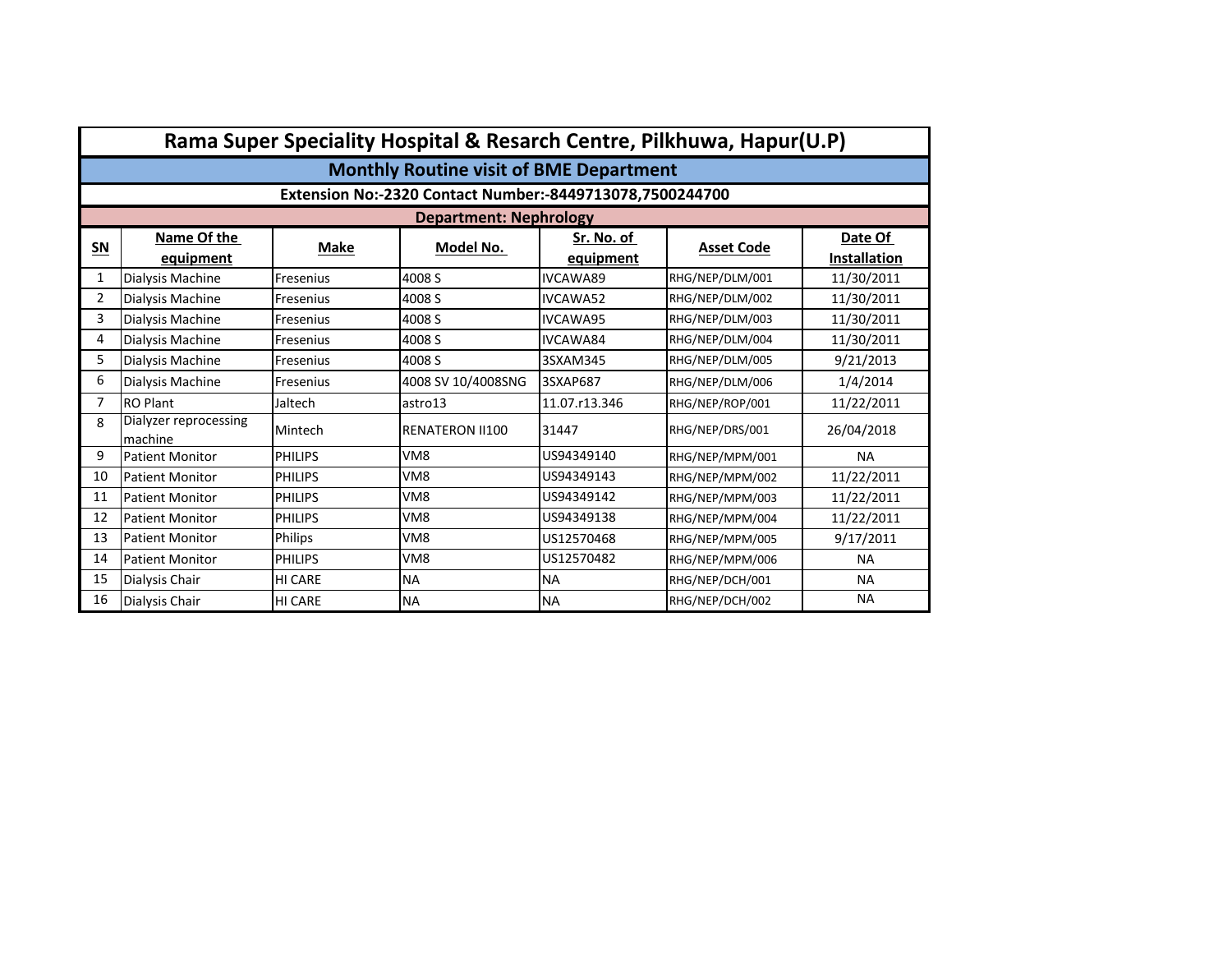# Rama Super Speciality Hospital & Resarch Centre, Pilkhuwa, Hapur(U.P)

## Monthly Routine visit of BME Department

**Extension No:-2320 Contact Number:-8449713078,7500244700**

**Department: Nephrology**

| SN | Name Of the equipment | Make | Model No. | Sr. No. of equipment | Asset Code | Date Of Installation |
|---|---|---|---|---|---|---|
| 1 | Dialysis Machine | Fresenius | 4008 S | IVCAWA89 | RHG/NEP/DLM/001 | 11/30/2011 |
| 2 | Dialysis Machine | Fresenius | 4008 S | IVCAWA52 | RHG/NEP/DLM/002 | 11/30/2011 |
| 3 | Dialysis Machine | Fresenius | 4008 S | IVCAWA95 | RHG/NEP/DLM/003 | 11/30/2011 |
| 4 | Dialysis Machine | Fresenius | 4008 S | IVCAWA84 | RHG/NEP/DLM/004 | 11/30/2011 |
| 5 | Dialysis Machine | Fresenius | 4008 S | 3SXAM345 | RHG/NEP/DLM/005 | 9/21/2013 |
| 6 | Dialysis Machine | Fresenius | 4008 SV 10/4008SNG | 3SXAP687 | RHG/NEP/DLM/006 | 1/4/2014 |
| 7 | RO Plant | Jaltech | astro13 | 11.07.r13.346 | RHG/NEP/ROP/001 | 11/22/2011 |
| 8 | Dialyzer reprocessing machine | Mintech | RENATERON II100 | 31447 | RHG/NEP/DRS/001 | 26/04/2018 |
| 9 | Patient Monitor | PHILIPS | VM8 | US94349140 | RHG/NEP/MPM/001 | NA |
| 10 | Patient Monitor | PHILIPS | VM8 | US94349143 | RHG/NEP/MPM/002 | 11/22/2011 |
| 11 | Patient Monitor | PHILIPS | VM8 | US94349142 | RHG/NEP/MPM/003 | 11/22/2011 |
| 12 | Patient Monitor | PHILIPS | VM8 | US94349138 | RHG/NEP/MPM/004 | 11/22/2011 |
| 13 | Patient Monitor | Philips | VM8 | US12570468 | RHG/NEP/MPM/005 | 9/17/2011 |
| 14 | Patient Monitor | PHILIPS | VM8 | US12570482 | RHG/NEP/MPM/006 | NA |
| 15 | Dialysis Chair | HI CARE | NA | NA | RHG/NEP/DCH/001 | NA |
| 16 | Dialysis Chair | HI CARE | NA | NA | RHG/NEP/DCH/002 | NA |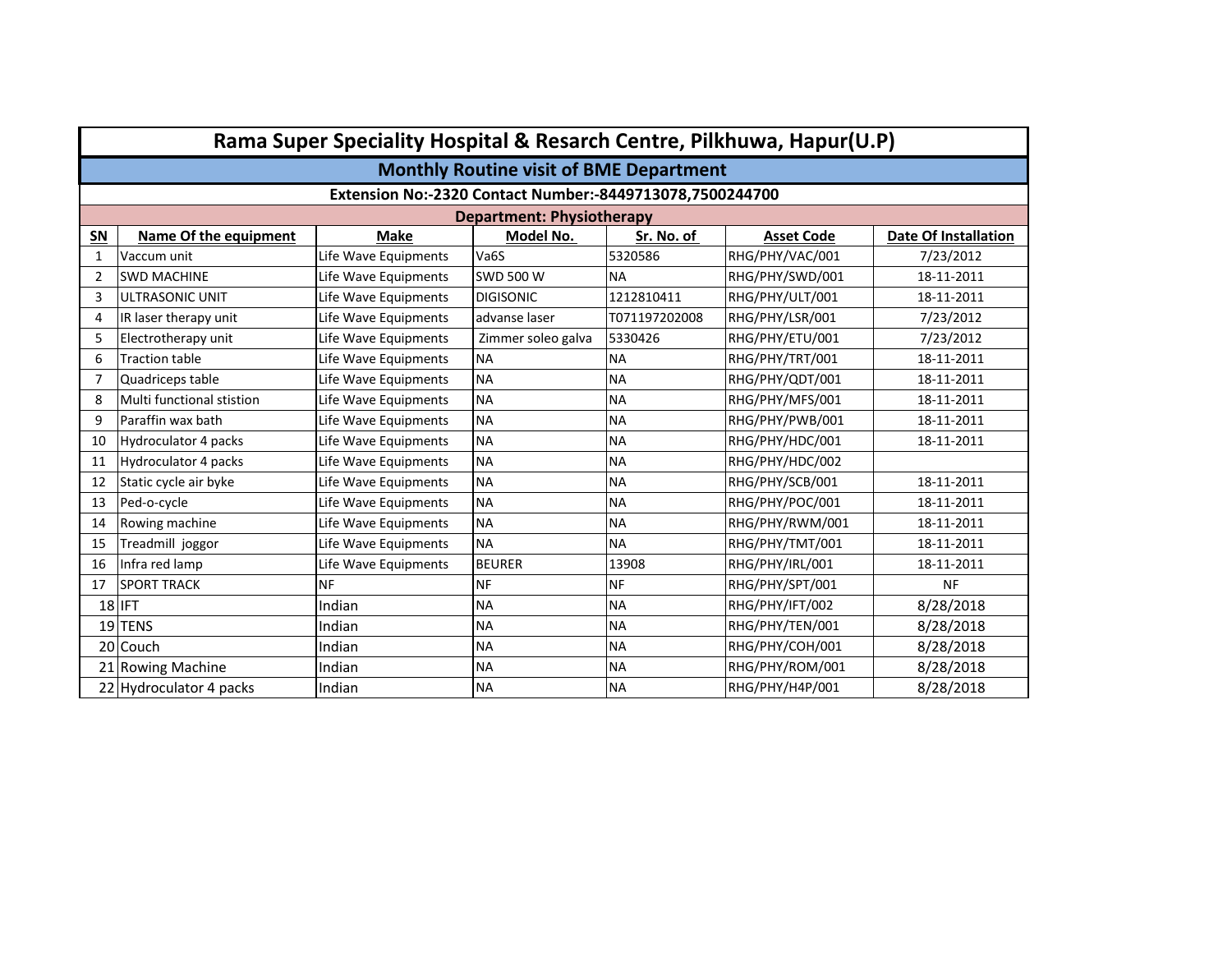# Rama Super Speciality Hospital & Resarch Centre, Pilkhuwa, Hapur(U.P)

## Monthly Routine visit of BME Department

**Extension No:-2320 Contact Number:-8449713078,7500244700**

**Department: Physiotherapy**

| SN | Name Of the equipment | Make | Model No. | Sr. No. of | Asset Code | Date Of Installation |
|---|---|---|---|---|---|---|
| 1 | Vaccum unit | Life Wave Equipments | Va6S | 5320586 | RHG/PHY/VAC/001 | 7/23/2012 |
| 2 | SWD MACHINE | Life Wave Equipments | SWD 500 W | NA | RHG/PHY/SWD/001 | 18-11-2011 |
| 3 | ULTRASONIC UNIT | Life Wave Equipments | DIGISONIC | 1212810411 | RHG/PHY/ULT/001 | 18-11-2011 |
| 4 | IR laser therapy unit | Life Wave Equipments | advanse laser | T071197202008 | RHG/PHY/LSR/001 | 7/23/2012 |
| 5 | Electrotherapy unit | Life Wave Equipments | Zimmer soleo galva | 5330426 | RHG/PHY/ETU/001 | 7/23/2012 |
| 6 | Traction table | Life Wave Equipments | NA | NA | RHG/PHY/TRT/001 | 18-11-2011 |
| 7 | Quadriceps table | Life Wave Equipments | NA | NA | RHG/PHY/QDT/001 | 18-11-2011 |
| 8 | Multi functional stistion | Life Wave Equipments | NA | NA | RHG/PHY/MFS/001 | 18-11-2011 |
| 9 | Paraffin wax bath | Life Wave Equipments | NA | NA | RHG/PHY/PWB/001 | 18-11-2011 |
| 10 | Hydroculator 4 packs | Life Wave Equipments | NA | NA | RHG/PHY/HDC/001 | 18-11-2011 |
| 11 | Hydroculator 4 packs | Life Wave Equipments | NA | NA | RHG/PHY/HDC/002 | |
| 12 | Static cycle air byke | Life Wave Equipments | NA | NA | RHG/PHY/SCB/001 | 18-11-2011 |
| 13 | Ped-o-cycle | Life Wave Equipments | NA | NA | RHG/PHY/POC/001 | 18-11-2011 |
| 14 | Rowing machine | Life Wave Equipments | NA | NA | RHG/PHY/RWM/001 | 18-11-2011 |
| 15 | Treadmill joggor | Life Wave Equipments | NA | NA | RHG/PHY/TMT/001 | 18-11-2011 |
| 16 | Infra red lamp | Life Wave Equipments | BEURER | 13908 | RHG/PHY/IRL/001 | 18-11-2011 |
| 17 | SPORT TRACK | NF | NF | NF | RHG/PHY/SPT/001 | NF |
| 18 | IFT | Indian | NA | NA | RHG/PHY/IFT/002 | 8/28/2018 |
| 19 | TENS | Indian | NA | NA | RHG/PHY/TEN/001 | 8/28/2018 |
| 20 | Couch | Indian | NA | NA | RHG/PHY/COH/001 | 8/28/2018 |
| 21 | Rowing Machine | Indian | NA | NA | RHG/PHY/ROM/001 | 8/28/2018 |
| 22 | Hydroculator 4 packs | Indian | NA | NA | RHG/PHY/H4P/001 | 8/28/2018 |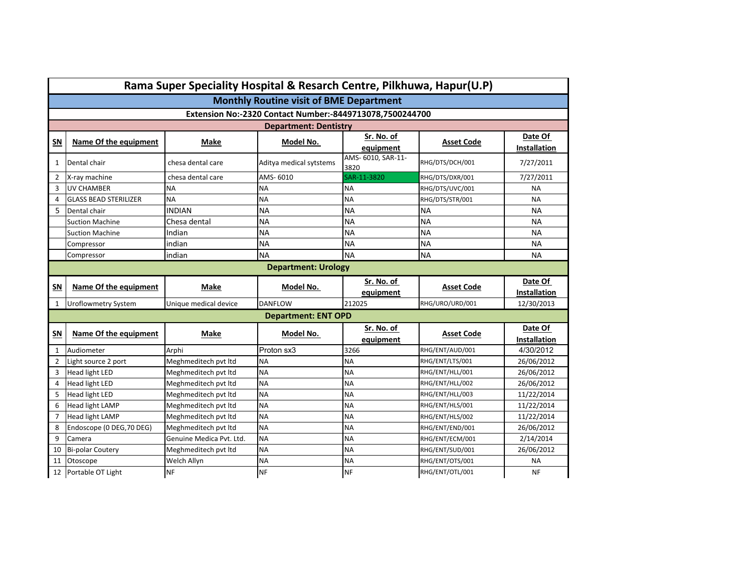# Rama Super Speciality Hospital & Resarch Centre, Pilkhuwa, Hapur(U.P)

## Monthly Routine visit of BME Department

**Extension No:-2320 Contact Number:-8449713078,7500244700**

### Department: Dentistry

| SN | Name Of the equipment | Make | Model No. | Sr. No. of equipment | Asset Code | Date Of Installation |
|---|---|---|---|---|---|---|
| 1 | Dental chair | chesa dental care | Aditya medical sytstems | AMS- 6010, SAR-11-3820 | RHG/DTS/DCH/001 | 7/27/2011 |
| 2 | X-ray machine | chesa dental care | AMS- 6010 | SAR-11-3820 | RHG/DTS/DXR/001 | 7/27/2011 |
| 3 | UV CHAMBER | NA | NA | NA | RHG/DTS/UVC/001 | NA |
| 4 | GLASS BEAD STERILIZER | NA | NA | NA | RHG/DTS/STR/001 | NA |
| 5 | Dental chair | INDIAN | NA | NA | NA | NA |
| | Suction Machine | Chesa dental | NA | NA | NA | NA |
| | Suction Machine | Indian | NA | NA | NA | NA |
| | Compressor | indian | NA | NA | NA | NA |
| | Compressor | indian | NA | NA | NA | NA |

### Department: Urology

| SN | Name Of the equipment | Make | Model No. | Sr. No. of equipment | Asset Code | Date Of Installation |
|---|---|---|---|---|---|---|
| 1 | Uroflowmetry System | Unique medical device | DANFLOW | 212025 | RHG/URO/URD/001 | 12/30/2013 |

### Department: ENT OPD

| SN | Name Of the equipment | Make | Model No. | Sr. No. of equipment | Asset Code | Date Of Installation |
|---|---|---|---|---|---|---|
| 1 | Audiometer | Arphi | Proton sx3 | 3266 | RHG/ENT/AUD/001 | 4/30/2012 |
| 2 | Light source 2 port | Meghmeditech pvt ltd | NA | NA | RHG/ENT/LTS/001 | 26/06/2012 |
| 3 | Head light LED | Meghmeditech pvt ltd | NA | NA | RHG/ENT/HLL/001 | 26/06/2012 |
| 4 | Head light LED | Meghmeditech pvt ltd | NA | NA | RHG/ENT/HLL/002 | 26/06/2012 |
| 5 | Head light LED | Meghmeditech pvt ltd | NA | NA | RHG/ENT/HLL/003 | 11/22/2014 |
| 6 | Head light LAMP | Meghmeditech pvt ltd | NA | NA | RHG/ENT/HLS/001 | 11/22/2014 |
| 7 | Head light LAMP | Meghmeditech pvt ltd | NA | NA | RHG/ENT/HLS/002 | 11/22/2014 |
| 8 | Endoscope (0 DEG,70 DEG) | Meghmeditech pvt ltd | NA | NA | RHG/ENT/END/001 | 26/06/2012 |
| 9 | Camera | Genuine Medica Pvt. Ltd. | NA | NA | RHG/ENT/ECM/001 | 2/14/2014 |
| 10 | Bi-polar Coutery | Meghmeditech pvt ltd | NA | NA | RHG/ENT/SUD/001 | 26/06/2012 |
| 11 | Otoscope | Welch Allyn | NA | NA | RHG/ENT/OTS/001 | NA |
| 12 | Portable OT Light | NF | NF | NF | RHG/ENT/OTL/001 | NF |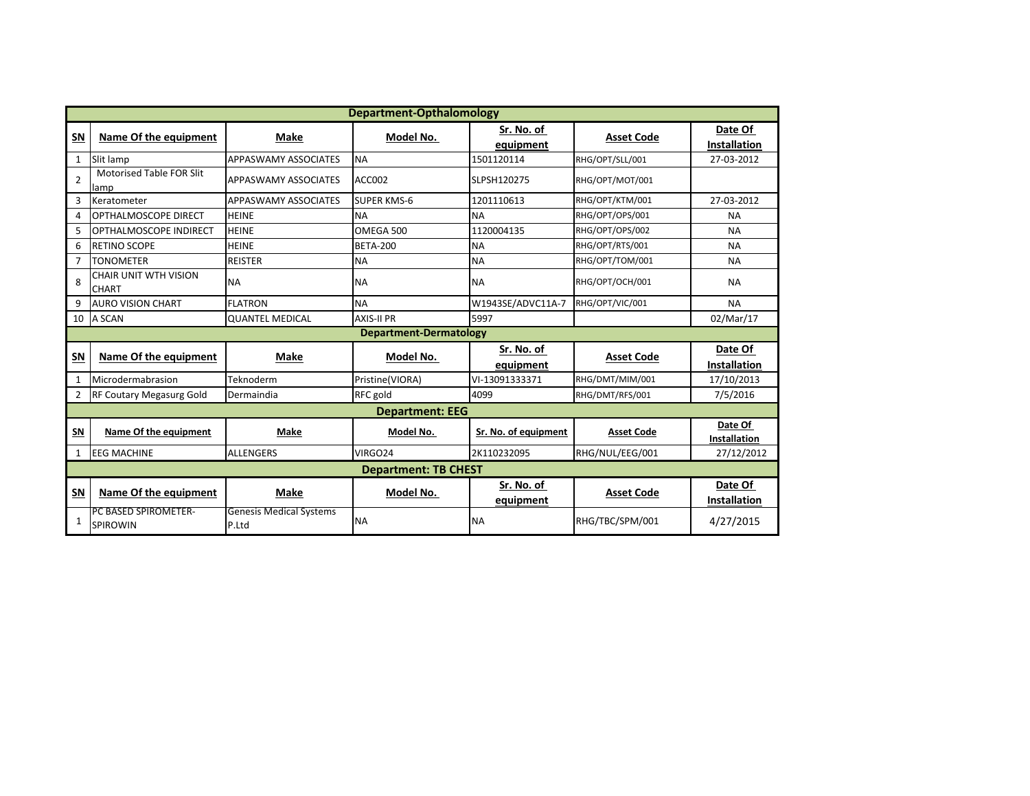| Department-Opthalomology | | | | | | |
|---|---|---|---|---|---|---|
| **SN** | **Name Of the equipment** | **Make** | **Model No.** | **Sr. No. of equipment** | **Asset Code** | **Date Of Installation** |
| 1 | Slit lamp | APPASWAMY ASSOCIATES | NA | 1501120114 | RHG/OPT/SLL/001 | 27-03-2012 |
| 2 | Motorised Table FOR Slit lamp | APPASWAMY ASSOCIATES | ACC002 | SLPSH120275 | RHG/OPT/MOT/001 | |
| 3 | Keratometer | APPASWAMY ASSOCIATES | SUPER KMS-6 | 1201110613 | RHG/OPT/KTM/001 | 27-03-2012 |
| 4 | OPTHALMOSCOPE DIRECT | HEINE | NA | NA | RHG/OPT/OPS/001 | NA |
| 5 | OPTHALMOSCOPE INDIRECT | HEINE | OMEGA 500 | 1120004135 | RHG/OPT/OPS/002 | NA |
| 6 | RETINO SCOPE | HEINE | BETA-200 | NA | RHG/OPT/RTS/001 | NA |
| 7 | TONOMETER | REISTER | NA | NA | RHG/OPT/TOM/001 | NA |
| 8 | CHAIR UNIT WTH VISION CHART | NA | NA | NA | RHG/OPT/OCH/001 | NA |
| 9 | AURO VISION CHART | FLATRON | NA | W1943SE/ADVC11A-7 | RHG/OPT/VIC/001 | NA |
| 10 | A SCAN | QUANTEL MEDICAL | AXIS-II PR | 5997 | | 02/Mar/17 |
| **Department-Dermatology** | | | | | | |
| **SN** | **Name Of the equipment** | **Make** | **Model No.** | **Sr. No. of equipment** | **Asset Code** | **Date Of Installation** |
| 1 | Microdermabrasion | Teknoderm | Pristine(VIORA) | VI-13091333371 | RHG/DMT/MIM/001 | 17/10/2013 |
| 2 | RF Coutary Megasurg Gold | Dermaindia | RFC gold | 4099 | RHG/DMT/RFS/001 | 7/5/2016 |
| **Department: EEG** | | | | | | |
| **SN** | **Name Of the equipment** | **Make** | **Model No.** | **Sr. No. of equipment** | **Asset Code** | **Date Of Installation** |
| 1 | EEG MACHINE | ALLENGERS | VIRGO24 | 2K110232095 | RHG/NUL/EEG/001 | 27/12/2012 |
| **Department: TB CHEST** | | | | | | |
| **SN** | **Name Of the equipment** | **Make** | **Model No.** | **Sr. No. of equipment** | **Asset Code** | **Date Of Installation** |
| 1 | PC BASED SPIROMETER-SPIROWIN | Genesis Medical Systems P.Ltd | NA | NA | RHG/TBC/SPM/001 | 4/27/2015 |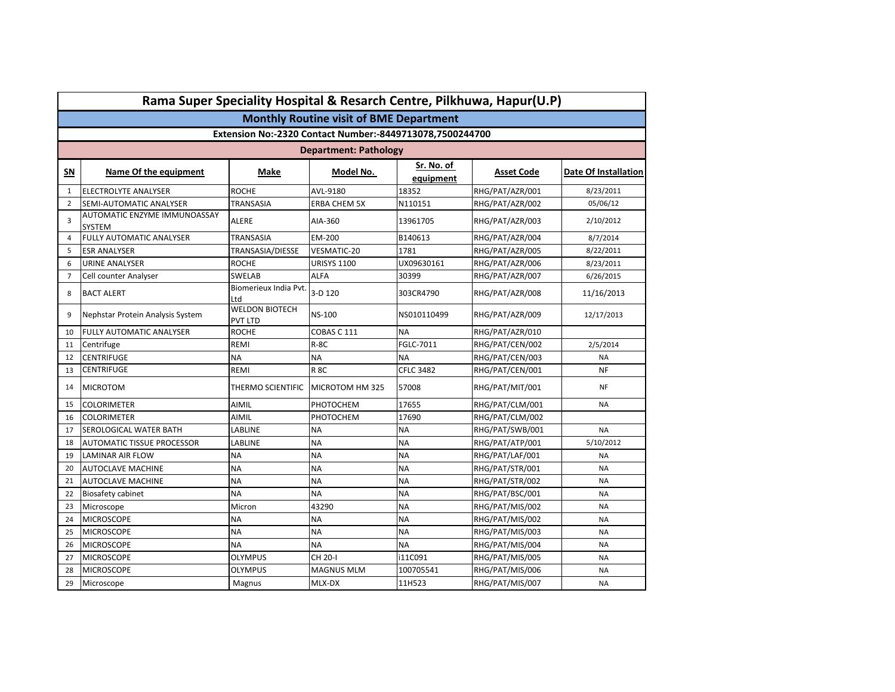# Rama Super Speciality Hospital & Resarch Centre, Pilkhuwa, Hapur(U.P)

## Monthly Routine visit of BME Department

**Extension No:-2320 Contact Number:-8449713078,7500244700**

**Department: Pathology**

| SN | Name Of the equipment | Make | Model No. | Sr. No. of equipment | Asset Code | Date Of Installation |
|---|---|---|---|---|---|---|
| 1 | ELECTROLYTE ANALYSER | ROCHE | AVL-9180 | 18352 | RHG/PAT/AZR/001 | 8/23/2011 |
| 2 | SEMI-AUTOMATIC ANALYSER | TRANSASIA | ERBA CHEM 5X | N110151 | RHG/PAT/AZR/002 | 05/06/12 |
| 3 | AUTOMATIC ENZYME IMMUNOASSAY SYSTEM | ALERE | AIA-360 | 13961705 | RHG/PAT/AZR/003 | 2/10/2012 |
| 4 | FULLY AUTOMATIC ANALYSER | TRANSASIA | EM-200 | B140613 | RHG/PAT/AZR/004 | 8/7/2014 |
| 5 | ESR ANALYSER | TRANSASIA/DIESSE | VESMATIC-20 | 1781 | RHG/PAT/AZR/005 | 8/22/2011 |
| 6 | URINE ANALYSER | ROCHE | URISYS 1100 | UX09630161 | RHG/PAT/AZR/006 | 8/23/2011 |
| 7 | Cell counter Analyser | SWELAB | ALFA | 30399 | RHG/PAT/AZR/007 | 6/26/2015 |
| 8 | BACT ALERT | Biomerieux India Pvt. Ltd | 3-D 120 | 303CR4790 | RHG/PAT/AZR/008 | 11/16/2013 |
| 9 | Nephstar Protein Analysis System | WELDON BIOTECH PVT LTD | NS-100 | NS010110499 | RHG/PAT/AZR/009 | 12/17/2013 |
| 10 | FULLY AUTOMATIC ANALYSER | ROCHE | COBAS C 111 | NA | RHG/PAT/AZR/010 | |
| 11 | Centrifuge | REMI | R-8C | FGLC-7011 | RHG/PAT/CEN/002 | 2/5/2014 |
| 12 | CENTRIFUGE | NA | NA | NA | RHG/PAT/CEN/003 | NA |
| 13 | CENTRIFUGE | REMI | R 8C | CFLC 3482 | RHG/PAT/CEN/001 | NF |
| 14 | MICROTOM | THERMO SCIENTIFIC | MICROTOM HM 325 | 57008 | RHG/PAT/MIT/001 | NF |
| 15 | COLORIMETER | AIMIL | PHOTOCHEM | 17655 | RHG/PAT/CLM/001 | NA |
| 16 | COLORIMETER | AIMIL | PHOTOCHEM | 17690 | RHG/PAT/CLM/002 | |
| 17 | SEROLOGICAL WATER BATH | LABLINE | NA | NA | RHG/PAT/SWB/001 | NA |
| 18 | AUTOMATIC TISSUE PROCESSOR | LABLINE | NA | NA | RHG/PAT/ATP/001 | 5/10/2012 |
| 19 | LAMINAR AIR FLOW | NA | NA | NA | RHG/PAT/LAF/001 | NA |
| 20 | AUTOCLAVE MACHINE | NA | NA | NA | RHG/PAT/STR/001 | NA |
| 21 | AUTOCLAVE MACHINE | NA | NA | NA | RHG/PAT/STR/002 | NA |
| 22 | Biosafety cabinet | NA | NA | NA | RHG/PAT/BSC/001 | NA |
| 23 | Microscope | Micron | 43290 | NA | RHG/PAT/MIS/002 | NA |
| 24 | MICROSCOPE | NA | NA | NA | RHG/PAT/MIS/002 | NA |
| 25 | MICROSCOPE | NA | NA | NA | RHG/PAT/MIS/003 | NA |
| 26 | MICROSCOPE | NA | NA | NA | RHG/PAT/MIS/004 | NA |
| 27 | MICROSCOPE | OLYMPUS | CH 20-I | i11C091 | RHG/PAT/MIS/005 | NA |
| 28 | MICROSCOPE | OLYMPUS | MAGNUS MLM | 100705541 | RHG/PAT/MIS/006 | NA |
| 29 | Microscope | Magnus | MLX-DX | 11H523 | RHG/PAT/MIS/007 | NA |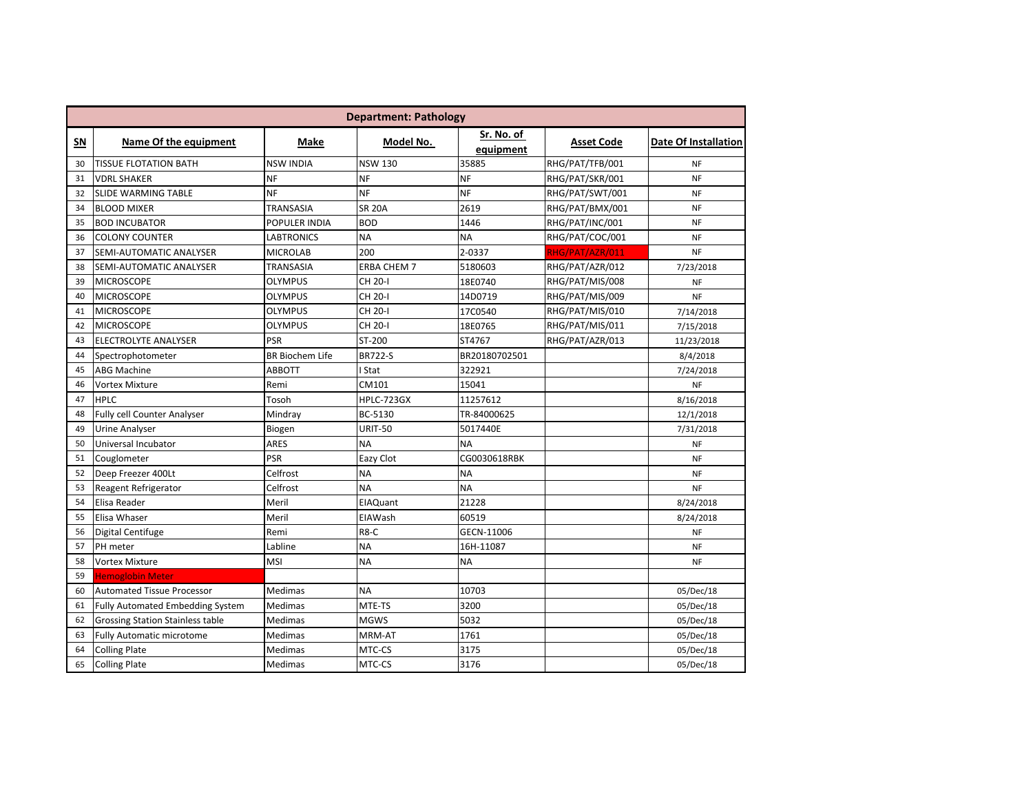| Department: Pathology | | | | | | |
|---|---|---|---|---|---|---|
| **SN** | **Name Of the equipment** | **Make** | **Model No.** | **Sr. No. of equipment** | **Asset Code** | **Date Of Installation** |
| 30 | TISSUE FLOTATION BATH | NSW INDIA | NSW 130 | 35885 | RHG/PAT/TFB/001 | NF |
| 31 | VDRL SHAKER | NF | NF | NF | RHG/PAT/SKR/001 | NF |
| 32 | SLIDE WARMING TABLE | NF | NF | NF | RHG/PAT/SWT/001 | NF |
| 34 | BLOOD MIXER | TRANSASIA | SR 20A | 2619 | RHG/PAT/BMX/001 | NF |
| 35 | BOD INCUBATOR | POPULER INDIA | BOD | 1446 | RHG/PAT/INC/001 | NF |
| 36 | COLONY COUNTER | LABTRONICS | NA | NA | RHG/PAT/COC/001 | NF |
| 37 | SEMI-AUTOMATIC ANALYSER | MICROLAB | 200 | 2-0337 | RHG/PAT/AZR/011 | NF |
| 38 | SEMI-AUTOMATIC ANALYSER | TRANSASIA | ERBA CHEM 7 | 5180603 | RHG/PAT/AZR/012 | 7/23/2018 |
| 39 | MICROSCOPE | OLYMPUS | CH 20-I | 18E0740 | RHG/PAT/MIS/008 | NF |
| 40 | MICROSCOPE | OLYMPUS | CH 20-I | 14D0719 | RHG/PAT/MIS/009 | NF |
| 41 | MICROSCOPE | OLYMPUS | CH 20-I | 17C0540 | RHG/PAT/MIS/010 | 7/14/2018 |
| 42 | MICROSCOPE | OLYMPUS | CH 20-I | 18E0765 | RHG/PAT/MIS/011 | 7/15/2018 |
| 43 | ELECTROLYTE ANALYSER | PSR | ST-200 | ST4767 | RHG/PAT/AZR/013 | 11/23/2018 |
| 44 | Spectrophotometer | BR Biochem Life | BR722-S | BR20180702501 | | 8/4/2018 |
| 45 | ABG Machine | ABBOTT | I Stat | 322921 | | 7/24/2018 |
| 46 | Vortex Mixture | Remi | CM101 | 15041 | | NF |
| 47 | HPLC | Tosoh | HPLC-723GX | 11257612 | | 8/16/2018 |
| 48 | Fully cell Counter Analyser | Mindray | BC-5130 | TR-84000625 | | 12/1/2018 |
| 49 | Urine Analyser | Biogen | URIT-50 | 5017440E | | 7/31/2018 |
| 50 | Universal Incubator | ARES | NA | NA | | NF |
| 51 | Couglometer | PSR | Eazy Clot | CG0030618RBK | | NF |
| 52 | Deep Freezer 400Lt | Celfrost | NA | NA | | NF |
| 53 | Reagent Refrigerator | Celfrost | NA | NA | | NF |
| 54 | Elisa Reader | Meril | EIAQuant | 21228 | | 8/24/2018 |
| 55 | Elisa Whaser | Meril | EIAWash | 60519 | | 8/24/2018 |
| 56 | Digital Centifuge | Remi | R8-C | GECN-11006 | | NF |
| 57 | PH meter | Labline | NA | 16H-11087 | | NF |
| 58 | Vortex Mixture | MSI | NA | NA | | NF |
| 59 | Hemoglobin Meter | | | | | |
| 60 | Automated Tissue Processor | Medimas | NA | 10703 | | 05/Dec/18 |
| 61 | Fully Automated Embedding System | Medimas | MTE-TS | 3200 | | 05/Dec/18 |
| 62 | Grossing Station Stainless table | Medimas | MGWS | 5032 | | 05/Dec/18 |
| 63 | Fully Automatic microtome | Medimas | MRM-AT | 1761 | | 05/Dec/18 |
| 64 | Colling Plate | Medimas | MTC-CS | 3175 | | 05/Dec/18 |
| 65 | Colling Plate | Medimas | MTC-CS | 3176 | | 05/Dec/18 |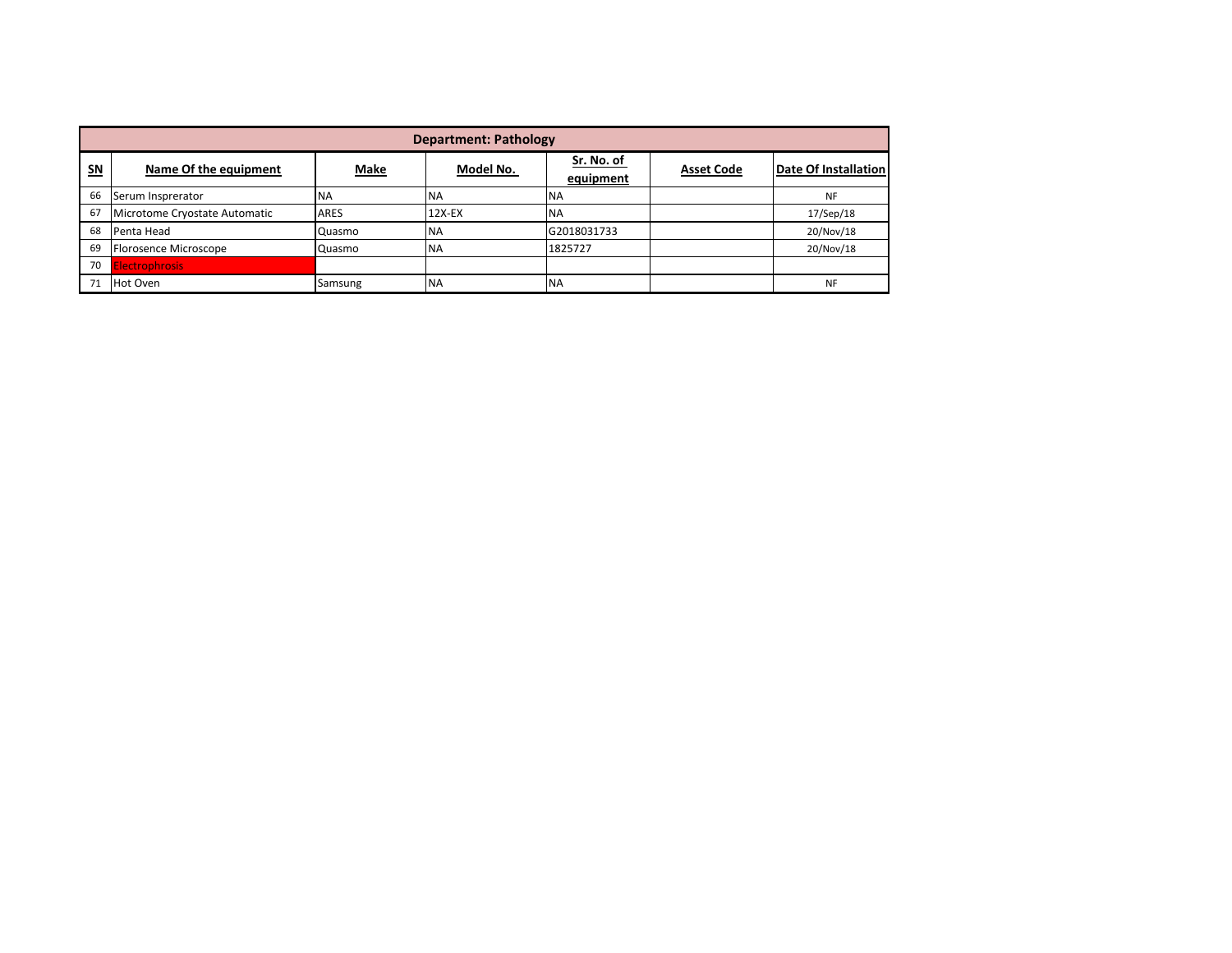| Department: Pathology | | | | | | |
|---|---|---|---|---|---|---|
| **SN** | **Name Of the equipment** | **Make** | **Model No.** | **Sr. No. of equipment** | **Asset Code** | **Date Of Installation** |
| 66 | Serum Insprerator | NA | NA | NA | | NF |
| 67 | Microtome Cryostate Automatic | ARES | 12X-EX | NA | | 17/Sep/18 |
| 68 | Penta Head | Quasmo | NA | G2018031733 | | 20/Nov/18 |
| 69 | Florosence Microscope | Quasmo | NA | 1825727 | | 20/Nov/18 |
| 70 | Electrophrosis | | | | | |
| 71 | Hot Oven | Samsung | NA | NA | | NF |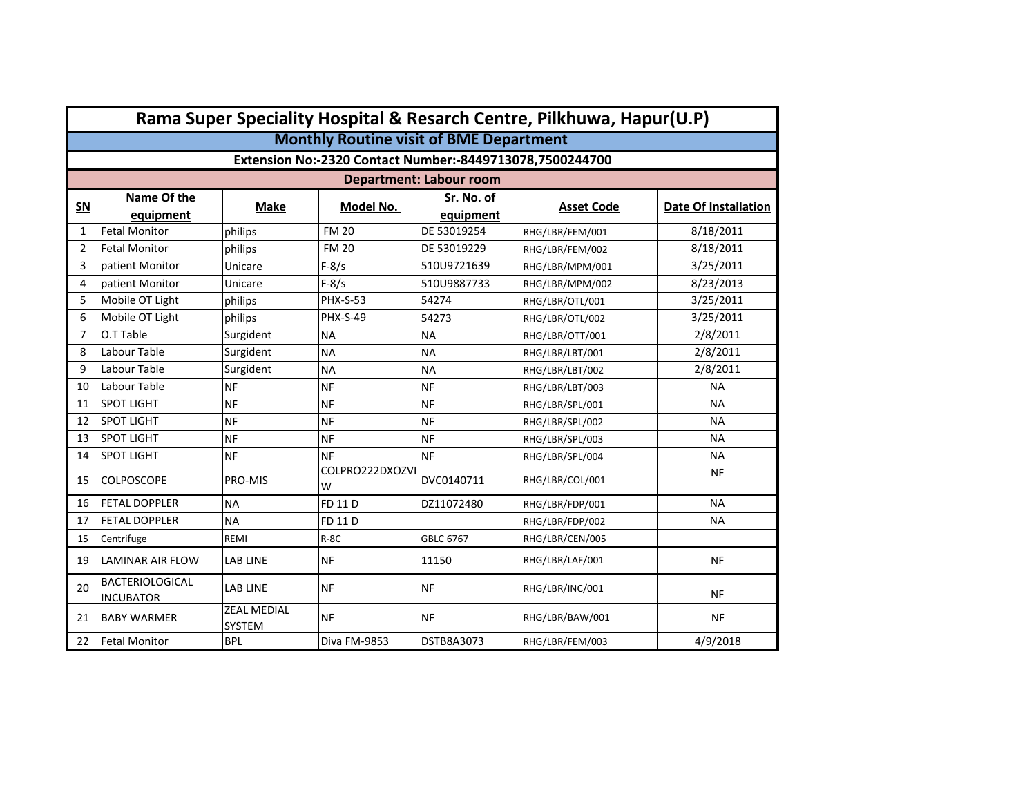# Rama Super Speciality Hospital & Resarch Centre, Pilkhuwa, Hapur(U.P)

## Monthly Routine visit of BME Department

### Extension No:-2320 Contact Number:-8449713078,7500244700

### Department: Labour room

| SN | Name Of the equipment | Make | Model No. | Sr. No. of equipment | Asset Code | Date Of Installation |
|---|---|---|---|---|---|---|
| 1 | Fetal Monitor | philips | FM 20 | DE 53019254 | RHG/LBR/FEM/001 | 8/18/2011 |
| 2 | Fetal Monitor | philips | FM 20 | DE 53019229 | RHG/LBR/FEM/002 | 8/18/2011 |
| 3 | patient Monitor | Unicare | F-8/s | 510U9721639 | RHG/LBR/MPM/001 | 3/25/2011 |
| 4 | patient Monitor | Unicare | F-8/s | 510U9887733 | RHG/LBR/MPM/002 | 8/23/2013 |
| 5 | Mobile OT Light | philips | PHX-S-53 | 54274 | RHG/LBR/OTL/001 | 3/25/2011 |
| 6 | Mobile OT Light | philips | PHX-S-49 | 54273 | RHG/LBR/OTL/002 | 3/25/2011 |
| 7 | O.T Table | Surgident | NA | NA | RHG/LBR/OTT/001 | 2/8/2011 |
| 8 | Labour Table | Surgident | NA | NA | RHG/LBR/LBT/001 | 2/8/2011 |
| 9 | Labour Table | Surgident | NA | NA | RHG/LBR/LBT/002 | 2/8/2011 |
| 10 | Labour Table | NF | NF | NF | RHG/LBR/LBT/003 | NA |
| 11 | SPOT LIGHT | NF | NF | NF | RHG/LBR/SPL/001 | NA |
| 12 | SPOT LIGHT | NF | NF | NF | RHG/LBR/SPL/002 | NA |
| 13 | SPOT LIGHT | NF | NF | NF | RHG/LBR/SPL/003 | NA |
| 14 | SPOT LIGHT | NF | NF | NF | RHG/LBR/SPL/004 | NA |
| 15 | COLPOSCOPE | PRO-MIS | COLPRO222DXOZVIW | DVC0140711 | RHG/LBR/COL/001 | NF |
| 16 | FETAL DOPPLER | NA | FD 11 D | DZ11072480 | RHG/LBR/FDP/001 | NA |
| 17 | FETAL DOPPLER | NA | FD 11 D | | RHG/LBR/FDP/002 | NA |
| 15 | Centrifuge | REMI | R-8C | GBLC 6767 | RHG/LBR/CEN/005 | |
| 19 | LAMINAR AIR FLOW | LAB LINE | NF | 11150 | RHG/LBR/LAF/001 | NF |
| 20 | BACTERIOLOGICAL INCUBATOR | LAB LINE | NF | NF | RHG/LBR/INC/001 | NF |
| 21 | BABY WARMER | ZEAL MEDIAL SYSTEM | NF | NF | RHG/LBR/BAW/001 | NF |
| 22 | Fetal Monitor | BPL | Diva FM-9853 | DSTB8A3073 | RHG/LBR/FEM/003 | 4/9/2018 |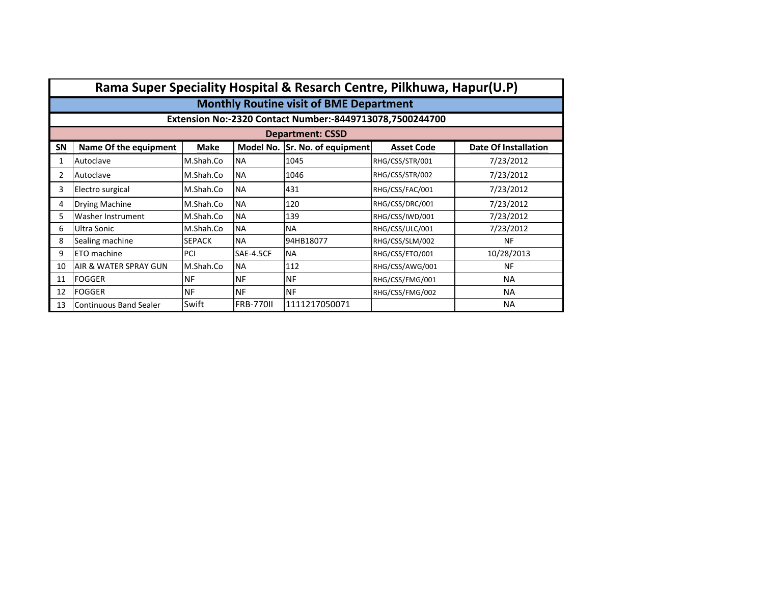# Rama Super Speciality Hospital & Resarch Centre, Pilkhuwa, Hapur(U.P)

## Monthly Routine visit of BME Department

**Extension No:-2320 Contact Number:-8449713078,7500244700**

**Department: CSSD**

| SN | Name Of the equipment | Make | Model No. | Sr. No. of equipment | Asset Code | Date Of Installation |
|---|---|---|---|---|---|---|
| 1 | Autoclave | M.Shah.Co | NA | 1045 | RHG/CSS/STR/001 | 7/23/2012 |
| 2 | Autoclave | M.Shah.Co | NA | 1046 | RHG/CSS/STR/002 | 7/23/2012 |
| 3 | Electro surgical | M.Shah.Co | NA | 431 | RHG/CSS/FAC/001 | 7/23/2012 |
| 4 | Drying Machine | M.Shah.Co | NA | 120 | RHG/CSS/DRC/001 | 7/23/2012 |
| 5 | Washer Instrument | M.Shah.Co | NA | 139 | RHG/CSS/IWD/001 | 7/23/2012 |
| 6 | Ultra Sonic | M.Shah.Co | NA | NA | RHG/CSS/ULC/001 | 7/23/2012 |
| 8 | Sealing machine | SEPACK | NA | 94HB18077 | RHG/CSS/SLM/002 | NF |
| 9 | ETO machine | PCI | SAE-4.5CF | NA | RHG/CSS/ETO/001 | 10/28/2013 |
| 10 | AIR & WATER SPRAY GUN | M.Shah.Co | NA | 112 | RHG/CSS/AWG/001 | NF |
| 11 | FOGGER | NF | NF | NF | RHG/CSS/FMG/001 | NA |
| 12 | FOGGER | NF | NF | NF | RHG/CSS/FMG/002 | NA |
| 13 | Continuous Band Sealer | Swift | FRB-770II | 1111217050071 | | NA |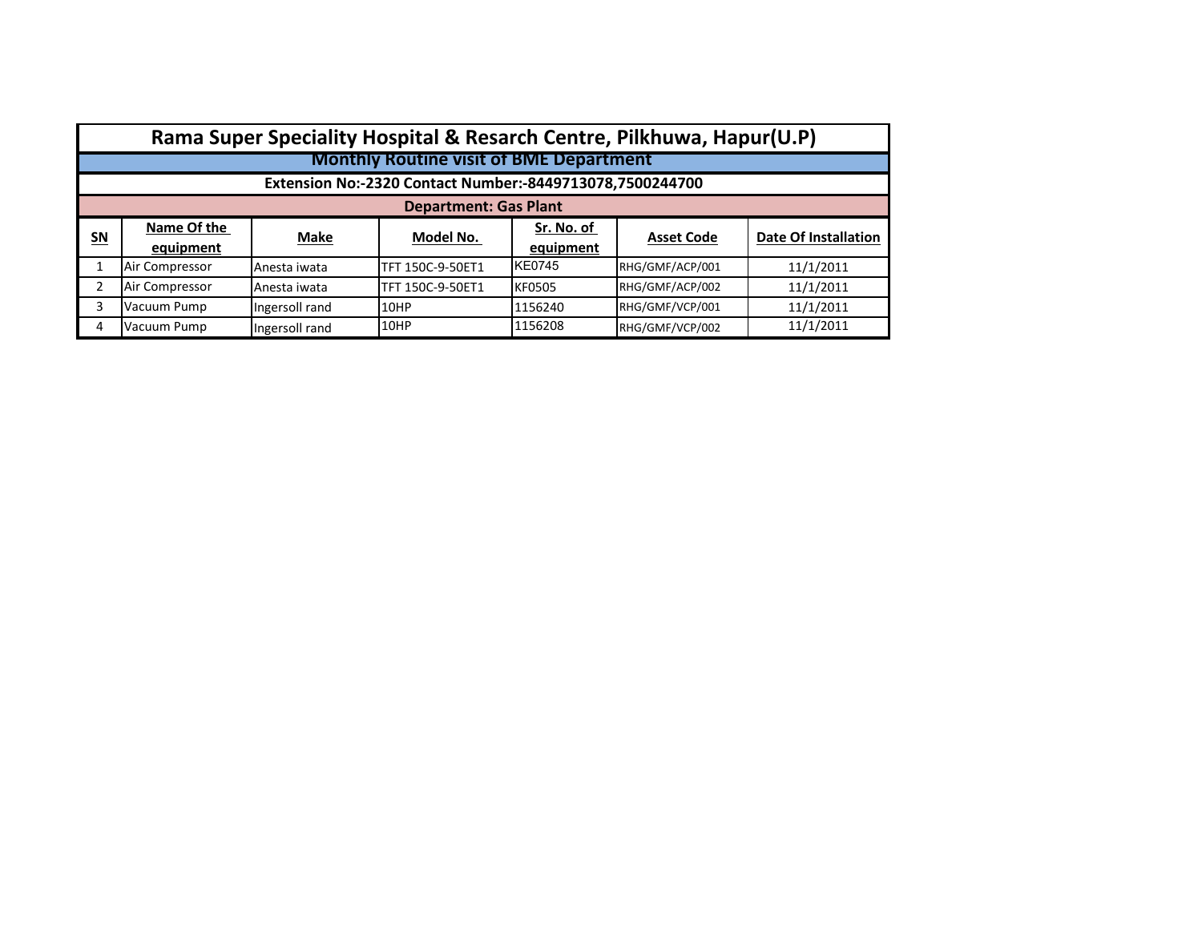# Rama Super Speciality Hospital & Resarch Centre, Pilkhuwa, Hapur(U.P)

## Monthly Routine visit of BME Department

**Extension No:-2320 Contact Number:-8449713078,7500244700**

**Department: Gas Plant**

| SN | Name Of the equipment | Make | Model No. | Sr. No. of equipment | Asset Code | Date Of Installation |
|---|---|---|---|---|---|---|
| 1 | Air Compressor | Anesta iwata | TFT 150C-9-50ET1 | KE0745 | RHG/GMF/ACP/001 | 11/1/2011 |
| 2 | Air Compressor | Anesta iwata | TFT 150C-9-50ET1 | KF0505 | RHG/GMF/ACP/002 | 11/1/2011 |
| 3 | Vacuum Pump | Ingersoll rand | 10HP | 1156240 | RHG/GMF/VCP/001 | 11/1/2011 |
| 4 | Vacuum Pump | Ingersoll rand | 10HP | 1156208 | RHG/GMF/VCP/002 | 11/1/2011 |